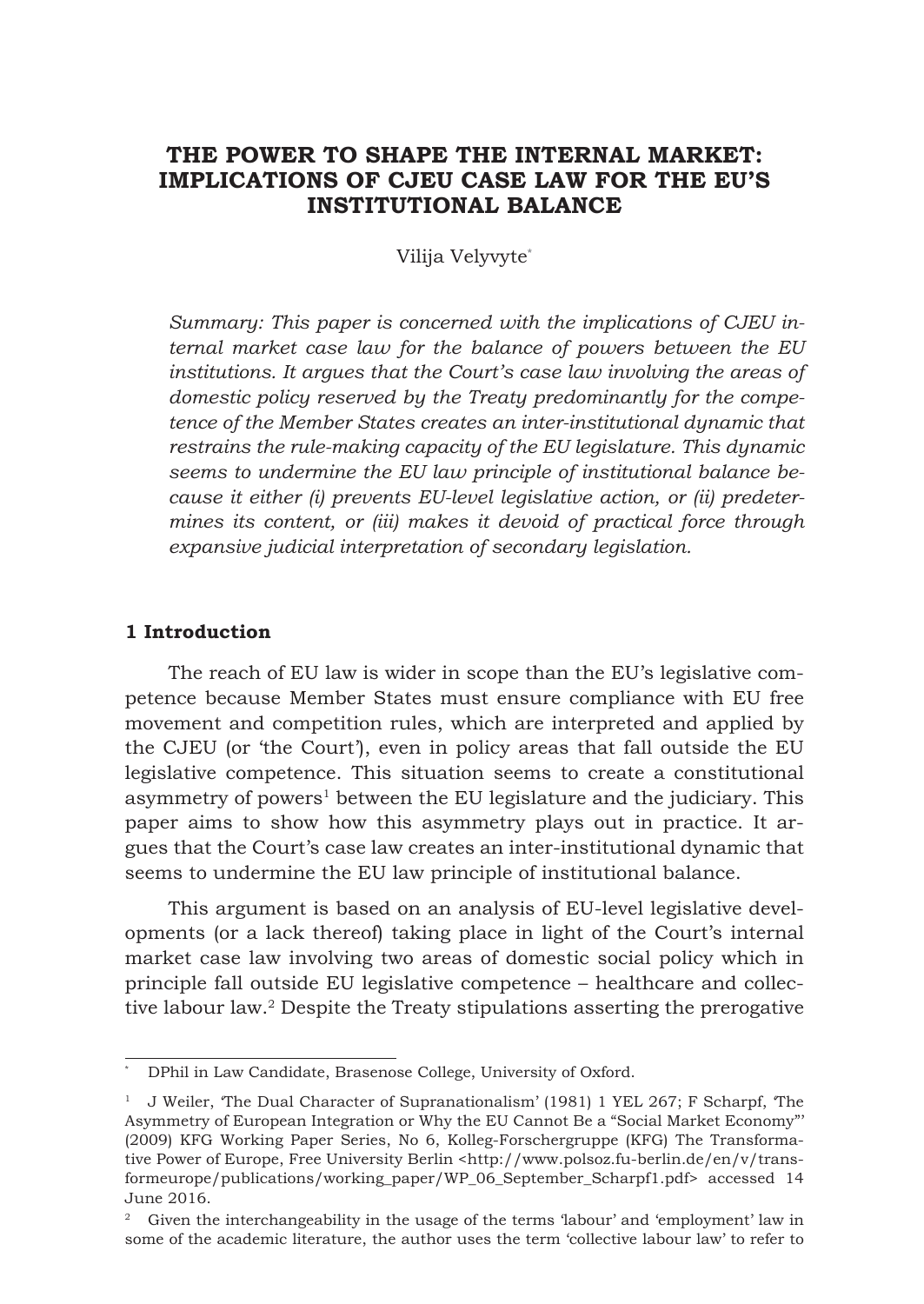# THE POWER TO SHAPE THE INTERNAL MARKET: IMPLICATIONS OF CJEU CASE LAW FOR THE EU'S INSTITUTIONAL BALANCE

Vilija Velyvyte[*]

*Summary: This paper is concerned with the implications of CJEU internal market case law for the balance of powers between the EU institutions. It argues that the Court's case law involving the areas of domestic policy reserved by the Treaty predominantly for the competence of the Member States creates an inter-institutional dynamic that restrains the rule-making capacity of the EU legislature. This dynamic seems to undermine the EU law principle of institutional balance because it either (i) prevents EU-level legislative action, or (ii) predetermines its content, or (iii) makes it devoid of practical force through expansive judicial interpretation of secondary legislation.*

## 1 Introduction

The reach of EU law is wider in scope than the EU's legislative competence because Member States must ensure compliance with EU free movement and competition rules, which are interpreted and applied by the CJEU (or 'the Court'), even in policy areas that fall outside the EU legislative competence. This situation seems to create a constitutional asymmetry of powers[1] between the EU legislature and the judiciary. This paper aims to show how this asymmetry plays out in practice. It argues that the Court's case law creates an inter-institutional dynamic that seems to undermine the EU law principle of institutional balance.

This argument is based on an analysis of EU-level legislative developments (or a lack thereof) taking place in light of the Court's internal market case law involving two areas of domestic social policy which in principle fall outside EU legislative competence – healthcare and collective labour law.[2] Despite the Treaty stipulations asserting the prerogative

---

[*] DPhil in Law Candidate, Brasenose College, University of Oxford.

[1] J Weiler, 'The Dual Character of Supranationalism' (1981) 1 YEL 267; F Scharpf, 'The Asymmetry of European Integration or Why the EU Cannot Be a "Social Market Economy"' (2009) KFG Working Paper Series, No 6, Kolleg-Forschergruppe (KFG) The Transformative Power of Europe, Free University Berlin <http://www.polsoz.fu-berlin.de/en/v/transformeurope/publications/working_paper/WP_06_September_Scharpf1.pdf> accessed 14 June 2016.

[2] Given the interchangeability in the usage of the terms 'labour' and 'employment' law in some of the academic literature, the author uses the term 'collective labour law' to refer to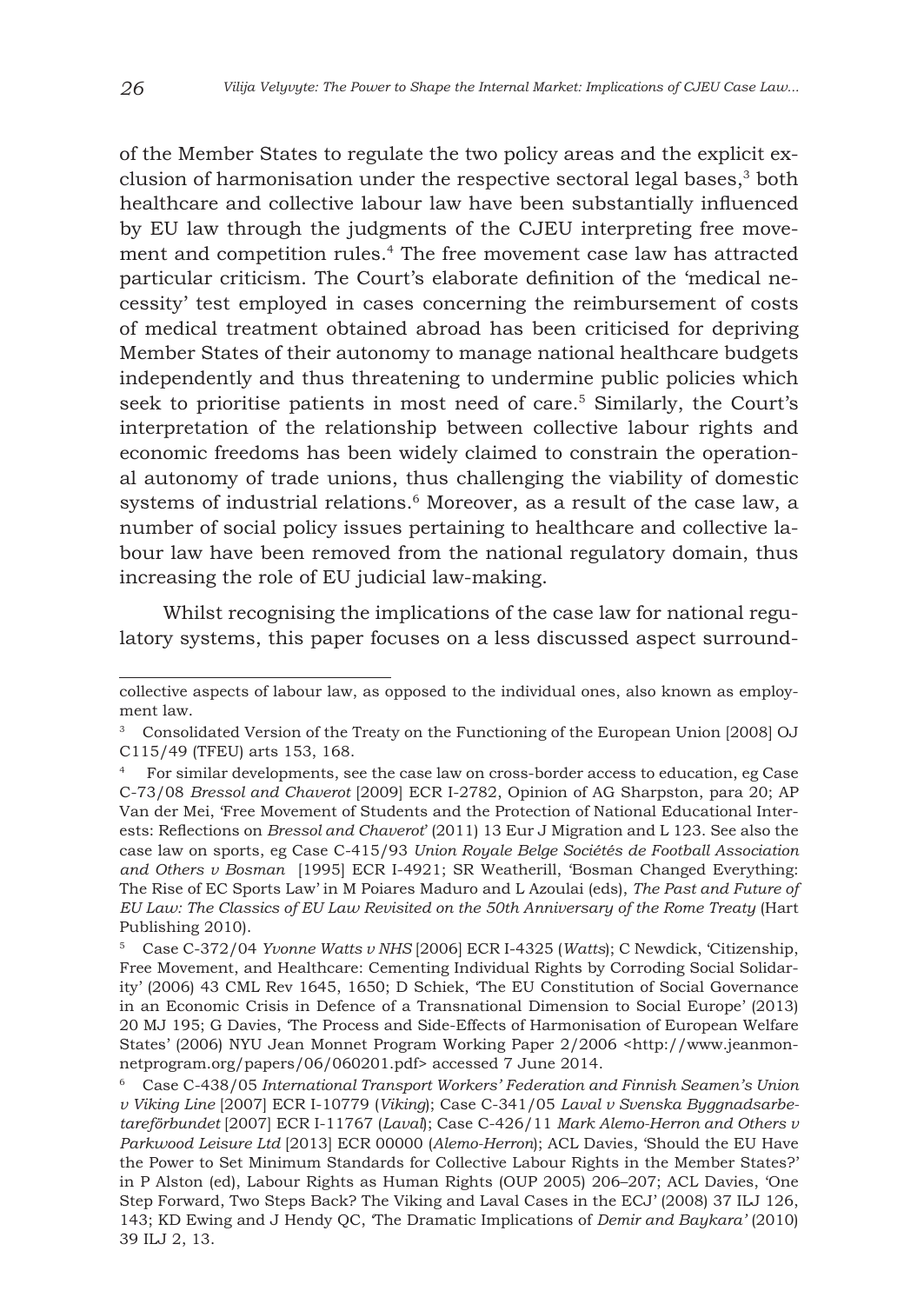of the Member States to regulate the two policy areas and the explicit exclusion of harmonisation under the respective sectoral legal bases,[3] both healthcare and collective labour law have been substantially influenced by EU law through the judgments of the CJEU interpreting free movement and competition rules.[4] The free movement case law has attracted particular criticism. The Court's elaborate definition of the 'medical necessity' test employed in cases concerning the reimbursement of costs of medical treatment obtained abroad has been criticised for depriving Member States of their autonomy to manage national healthcare budgets independently and thus threatening to undermine public policies which seek to prioritise patients in most need of care.[5] Similarly, the Court's interpretation of the relationship between collective labour rights and economic freedoms has been widely claimed to constrain the operational autonomy of trade unions, thus challenging the viability of domestic systems of industrial relations.[6] Moreover, as a result of the case law, a number of social policy issues pertaining to healthcare and collective labour law have been removed from the national regulatory domain, thus increasing the role of EU judicial law-making.

Whilst recognising the implications of the case law for national regulatory systems, this paper focuses on a less discussed aspect surround-

---

collective aspects of labour law, as opposed to the individual ones, also known as employment law.

[3] Consolidated Version of the Treaty on the Functioning of the European Union [2008] OJ C115/49 (TFEU) arts 153, 168.

[4] For similar developments, see the case law on cross-border access to education, eg Case C-73/08 *Bressol and Chaverot* [2009] ECR I-2782, Opinion of AG Sharpston, para 20; AP Van der Mei, 'Free Movement of Students and the Protection of National Educational Interests: Reflections on *Bressol and Chaverot*' (2011) 13 Eur J Migration and L 123. See also the case law on sports, eg Case C-415/93 *Union Royale Belge Sociétés de Football Association and Others v Bosman* [1995] ECR I-4921; SR Weatherill, 'Bosman Changed Everything: The Rise of EC Sports Law' in M Poiares Maduro and L Azoulai (eds), *The Past and Future of EU Law: The Classics of EU Law Revisited on the 50th Anniversary of the Rome Treaty* (Hart Publishing 2010).

[5] Case C-372/04 *Yvonne Watts v NHS* [2006] ECR I-4325 (*Watts*); C Newdick, 'Citizenship, Free Movement, and Healthcare: Cementing Individual Rights by Corroding Social Solidarity' (2006) 43 CML Rev 1645, 1650; D Schiek, 'The EU Constitution of Social Governance in an Economic Crisis in Defence of a Transnational Dimension to Social Europe' (2013) 20 MJ 195; G Davies, 'The Process and Side-Effects of Harmonisation of European Welfare States' (2006) NYU Jean Monnet Program Working Paper 2/2006 <http://www.jeanmonnetprogram.org/papers/06/060201.pdf> accessed 7 June 2014.

[6] Case C-438/05 *International Transport Workers' Federation and Finnish Seamen's Union v Viking Line* [2007] ECR I-10779 (*Viking*); Case C-341/05 *Laval v Svenska Byggnadsarbetareförbundet* [2007] ECR I-11767 (*Laval*); Case C-426/11 *Mark Alemo-Herron and Others v Parkwood Leisure Ltd* [2013] ECR 00000 (*Alemo-Herron*); ACL Davies, 'Should the EU Have the Power to Set Minimum Standards for Collective Labour Rights in the Member States?' in P Alston (ed), Labour Rights as Human Rights (OUP 2005) 206–207; ACL Davies, 'One Step Forward, Two Steps Back? The Viking and Laval Cases in the ECJ' (2008) 37 ILJ 126, 143; KD Ewing and J Hendy QC, 'The Dramatic Implications of *Demir and Baykara'* (2010) 39 ILJ 2, 13.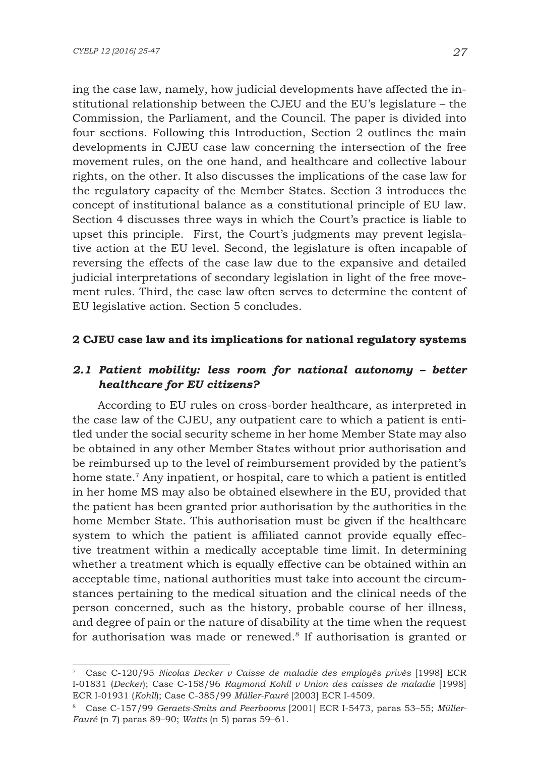ing the case law, namely, how judicial developments have affected the institutional relationship between the CJEU and the EU's legislature – the Commission, the Parliament, and the Council. The paper is divided into four sections. Following this Introduction, Section 2 outlines the main developments in CJEU case law concerning the intersection of the free movement rules, on the one hand, and healthcare and collective labour rights, on the other. It also discusses the implications of the case law for the regulatory capacity of the Member States. Section 3 introduces the concept of institutional balance as a constitutional principle of EU law. Section 4 discusses three ways in which the Court's practice is liable to upset this principle. First, the Court's judgments may prevent legislative action at the EU level. Second, the legislature is often incapable of reversing the effects of the case law due to the expansive and detailed judicial interpretations of secondary legislation in light of the free movement rules. Third, the case law often serves to determine the content of EU legislative action. Section 5 concludes.

## 2 CJEU case law and its implications for national regulatory systems

### *2.1 Patient mobility: less room for national autonomy – better healthcare for EU citizens?*

According to EU rules on cross-border healthcare, as interpreted in the case law of the CJEU, any outpatient care to which a patient is entitled under the social security scheme in her home Member State may also be obtained in any other Member States without prior authorisation and be reimbursed up to the level of reimbursement provided by the patient's home state.[7] Any inpatient, or hospital, care to which a patient is entitled in her home MS may also be obtained elsewhere in the EU, provided that the patient has been granted prior authorisation by the authorities in the home Member State. This authorisation must be given if the healthcare system to which the patient is affiliated cannot provide equally effective treatment within a medically acceptable time limit. In determining whether a treatment which is equally effective can be obtained within an acceptable time, national authorities must take into account the circumstances pertaining to the medical situation and the clinical needs of the person concerned, such as the history, probable course of her illness, and degree of pain or the nature of disability at the time when the request for authorisation was made or renewed.[8] If authorisation is granted or

---

[7] Case C-120/95 *Nicolas Decker v Caisse de maladie des employés privés* [1998] ECR I-01831 (*Decker*); Case C-158/96 *Raymond Kohll v Union des caisses de maladie* [1998] ECR I-01931 (*Kohll*); Case C-385/99 *Müller-Fauré* [2003] ECR I-4509.

[8] Case C-157/99 *Geraets-Smits and Peerbooms* [2001] ECR I-5473, paras 53–55; *Müller-Fauré* (n 7) paras 89–90; *Watts* (n 5) paras 59–61.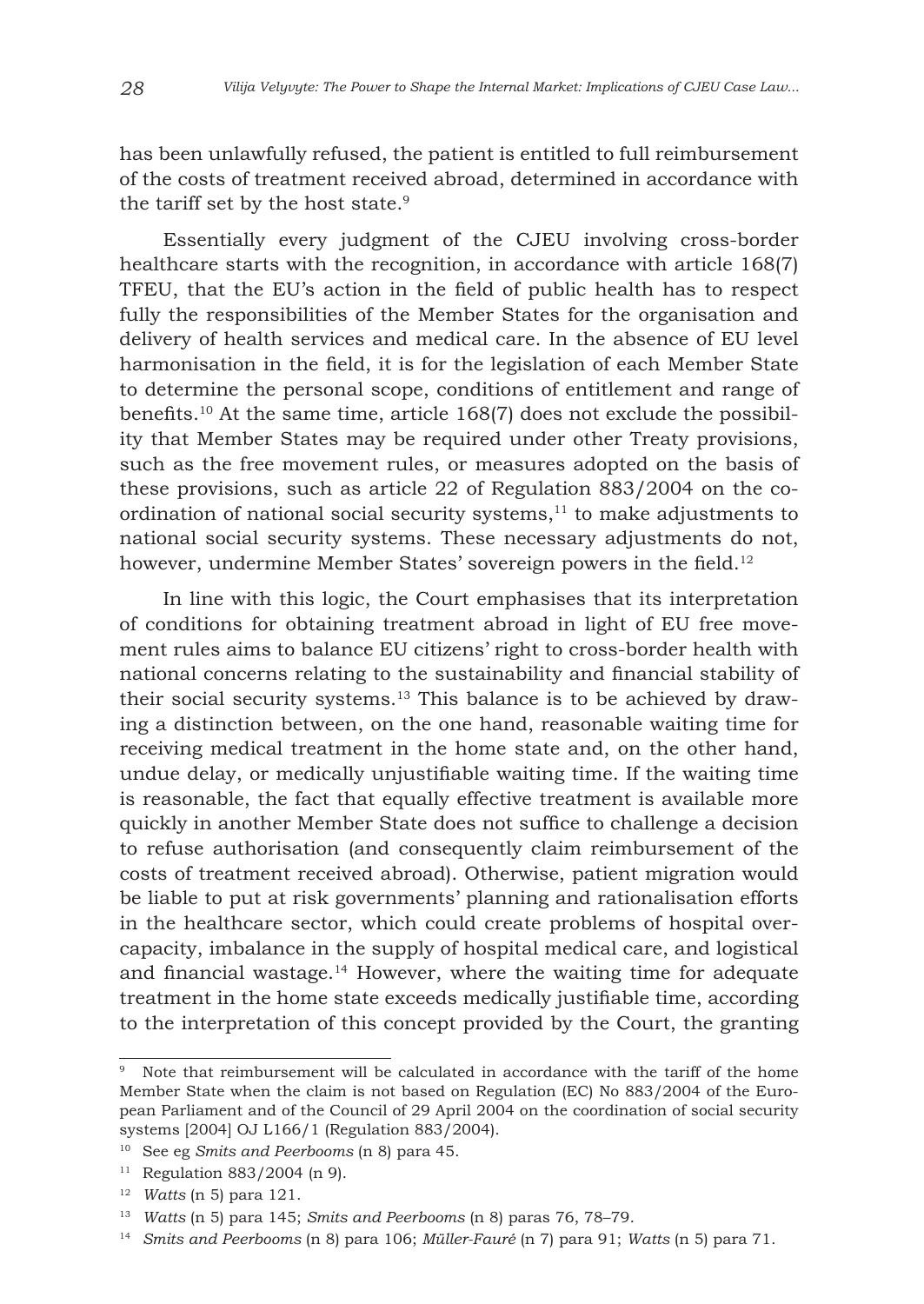has been unlawfully refused, the patient is entitled to full reimbursement of the costs of treatment received abroad, determined in accordance with the tariff set by the host state.[9]

Essentially every judgment of the CJEU involving cross-border healthcare starts with the recognition, in accordance with article 168(7) TFEU, that the EU's action in the field of public health has to respect fully the responsibilities of the Member States for the organisation and delivery of health services and medical care. In the absence of EU level harmonisation in the field, it is for the legislation of each Member State to determine the personal scope, conditions of entitlement and range of benefits.[10] At the same time, article 168(7) does not exclude the possibility that Member States may be required under other Treaty provisions, such as the free movement rules, or measures adopted on the basis of these provisions, such as article 22 of Regulation 883/2004 on the coordination of national social security systems,[11] to make adjustments to national social security systems. These necessary adjustments do not, however, undermine Member States' sovereign powers in the field.[12]

In line with this logic, the Court emphasises that its interpretation of conditions for obtaining treatment abroad in light of EU free movement rules aims to balance EU citizens' right to cross-border health with national concerns relating to the sustainability and financial stability of their social security systems.[13] This balance is to be achieved by drawing a distinction between, on the one hand, reasonable waiting time for receiving medical treatment in the home state and, on the other hand, undue delay, or medically unjustifiable waiting time. If the waiting time is reasonable, the fact that equally effective treatment is available more quickly in another Member State does not suffice to challenge a decision to refuse authorisation (and consequently claim reimbursement of the costs of treatment received abroad). Otherwise, patient migration would be liable to put at risk governments' planning and rationalisation efforts in the healthcare sector, which could create problems of hospital overcapacity, imbalance in the supply of hospital medical care, and logistical and financial wastage.[14] However, where the waiting time for adequate treatment in the home state exceeds medically justifiable time, according to the interpretation of this concept provided by the Court, the granting

---

[9] Note that reimbursement will be calculated in accordance with the tariff of the home Member State when the claim is not based on Regulation (EC) No 883/2004 of the European Parliament and of the Council of 29 April 2004 on the coordination of social security systems [2004] OJ L166/1 (Regulation 883/2004).

[10] See eg *Smits and Peerbooms* (n 8) para 45.

[11] Regulation 883/2004 (n 9).

[12] *Watts* (n 5) para 121.

[13] *Watts* (n 5) para 145; *Smits and Peerbooms* (n 8) paras 76, 78–79.

[14] *Smits and Peerbooms* (n 8) para 106; *Müller-Fauré* (n 7) para 91; *Watts* (n 5) para 71.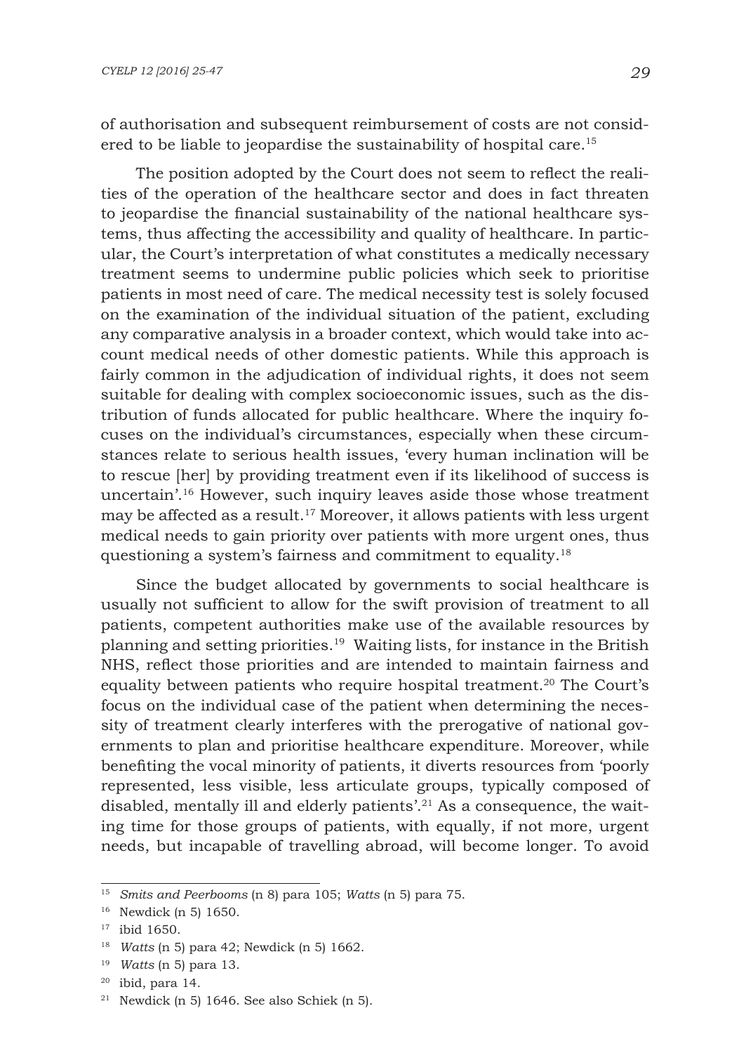of authorisation and subsequent reimbursement of costs are not considered to be liable to jeopardise the sustainability of hospital care.[15]

The position adopted by the Court does not seem to reflect the realities of the operation of the healthcare sector and does in fact threaten to jeopardise the financial sustainability of the national healthcare systems, thus affecting the accessibility and quality of healthcare. In particular, the Court's interpretation of what constitutes a medically necessary treatment seems to undermine public policies which seek to prioritise patients in most need of care. The medical necessity test is solely focused on the examination of the individual situation of the patient, excluding any comparative analysis in a broader context, which would take into account medical needs of other domestic patients. While this approach is fairly common in the adjudication of individual rights, it does not seem suitable for dealing with complex socioeconomic issues, such as the distribution of funds allocated for public healthcare. Where the inquiry focuses on the individual's circumstances, especially when these circumstances relate to serious health issues, 'every human inclination will be to rescue [her] by providing treatment even if its likelihood of success is uncertain'.[16] However, such inquiry leaves aside those whose treatment may be affected as a result.[17] Moreover, it allows patients with less urgent medical needs to gain priority over patients with more urgent ones, thus questioning a system's fairness and commitment to equality.[18]

Since the budget allocated by governments to social healthcare is usually not sufficient to allow for the swift provision of treatment to all patients, competent authorities make use of the available resources by planning and setting priorities.[19] Waiting lists, for instance in the British NHS, reflect those priorities and are intended to maintain fairness and equality between patients who require hospital treatment.[20] The Court's focus on the individual case of the patient when determining the necessity of treatment clearly interferes with the prerogative of national governments to plan and prioritise healthcare expenditure. Moreover, while benefiting the vocal minority of patients, it diverts resources from 'poorly represented, less visible, less articulate groups, typically composed of disabled, mentally ill and elderly patients'.[21] As a consequence, the waiting time for those groups of patients, with equally, if not more, urgent needs, but incapable of travelling abroad, will become longer. To avoid

---

[15] *Smits and Peerbooms* (n 8) para 105; *Watts* (n 5) para 75.

[16] Newdick (n 5) 1650.

[17] ibid 1650.

[18] *Watts* (n 5) para 42; Newdick (n 5) 1662.

[19] *Watts* (n 5) para 13.

[20] ibid, para 14.

[21] Newdick (n 5) 1646. See also Schiek (n 5).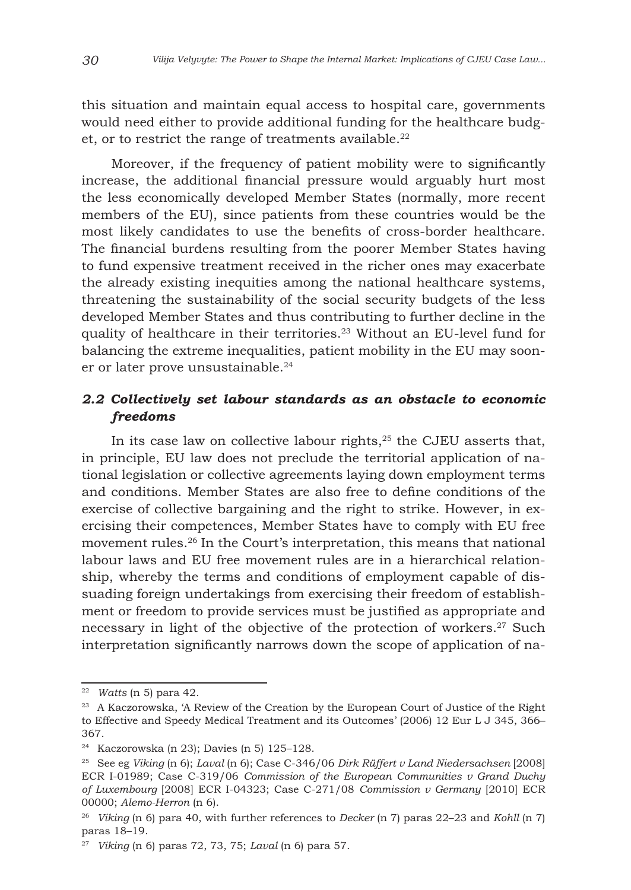this situation and maintain equal access to hospital care, governments would need either to provide additional funding for the healthcare budget, or to restrict the range of treatments available.[22]

Moreover, if the frequency of patient mobility were to significantly increase, the additional financial pressure would arguably hurt most the less economically developed Member States (normally, more recent members of the EU), since patients from these countries would be the most likely candidates to use the benefits of cross-border healthcare. The financial burdens resulting from the poorer Member States having to fund expensive treatment received in the richer ones may exacerbate the already existing inequities among the national healthcare systems, threatening the sustainability of the social security budgets of the less developed Member States and thus contributing to further decline in the quality of healthcare in their territories.[23] Without an EU-level fund for balancing the extreme inequalities, patient mobility in the EU may sooner or later prove unsustainable.[24]

### *2.2 Collectively set labour standards as an obstacle to economic freedoms*

In its case law on collective labour rights,[25] the CJEU asserts that, in principle, EU law does not preclude the territorial application of national legislation or collective agreements laying down employment terms and conditions. Member States are also free to define conditions of the exercise of collective bargaining and the right to strike. However, in exercising their competences, Member States have to comply with EU free movement rules.[26] In the Court's interpretation, this means that national labour laws and EU free movement rules are in a hierarchical relationship, whereby the terms and conditions of employment capable of dissuading foreign undertakings from exercising their freedom of establishment or freedom to provide services must be justified as appropriate and necessary in light of the objective of the protection of workers.[27] Such interpretation significantly narrows down the scope of application of na-

---

[22] *Watts* (n 5) para 42.

[23] A Kaczorowska, 'A Review of the Creation by the European Court of Justice of the Right to Effective and Speedy Medical Treatment and its Outcomes' (2006) 12 Eur L J 345, 366–367.

[24] Kaczorowska (n 23); Davies (n 5) 125–128.

[25] See eg *Viking* (n 6); *Laval* (n 6); Case C-346/06 *Dirk Rüffert v Land Niedersachsen* [2008] ECR I-01989; Case C-319/06 *Commission of the European Communities v Grand Duchy of Luxembourg* [2008] ECR I-04323; Case C-271/08 *Commission v Germany* [2010] ECR 00000; *Alemo-Herron* (n 6).

[26] *Viking* (n 6) para 40, with further references to *Decker* (n 7) paras 22–23 and *Kohll* (n 7) paras 18–19.

[27] *Viking* (n 6) paras 72, 73, 75; *Laval* (n 6) para 57.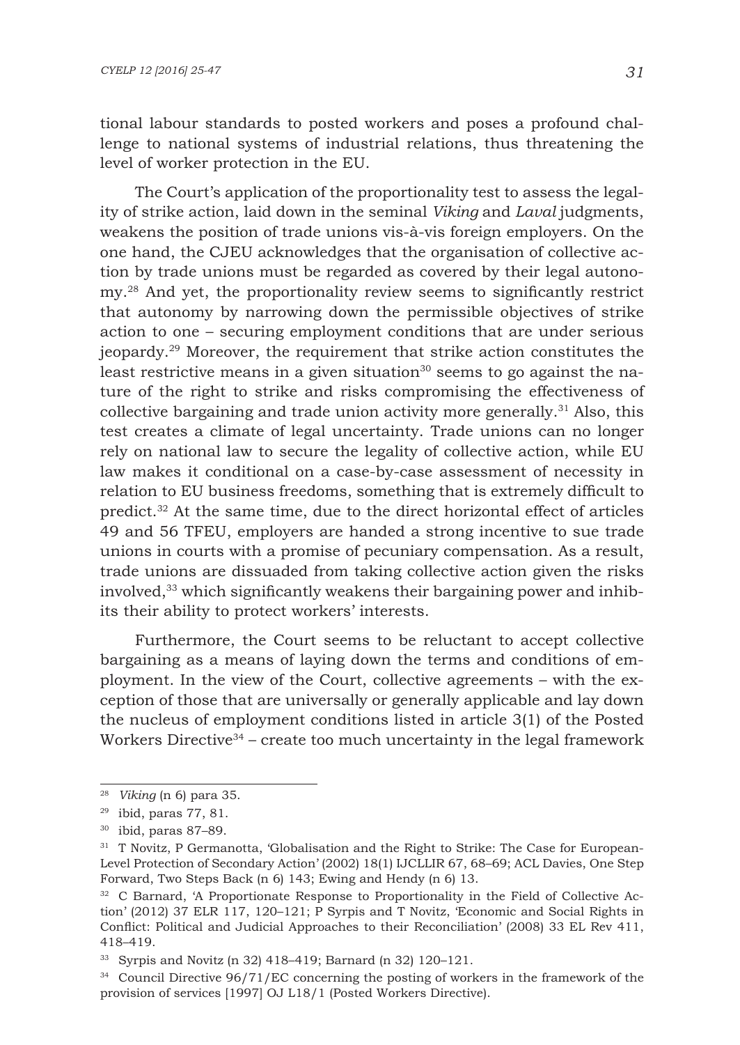tional labour standards to posted workers and poses a profound challenge to national systems of industrial relations, thus threatening the level of worker protection in the EU.

The Court's application of the proportionality test to assess the legality of strike action, laid down in the seminal *Viking* and *Laval* judgments, weakens the position of trade unions vis-à-vis foreign employers. On the one hand, the CJEU acknowledges that the organisation of collective action by trade unions must be regarded as covered by their legal autonomy.[28] And yet, the proportionality review seems to significantly restrict that autonomy by narrowing down the permissible objectives of strike action to one – securing employment conditions that are under serious jeopardy.[29] Moreover, the requirement that strike action constitutes the least restrictive means in a given situation[30] seems to go against the nature of the right to strike and risks compromising the effectiveness of collective bargaining and trade union activity more generally.[31] Also, this test creates a climate of legal uncertainty. Trade unions can no longer rely on national law to secure the legality of collective action, while EU law makes it conditional on a case-by-case assessment of necessity in relation to EU business freedoms, something that is extremely difficult to predict.[32] At the same time, due to the direct horizontal effect of articles 49 and 56 TFEU, employers are handed a strong incentive to sue trade unions in courts with a promise of pecuniary compensation. As a result, trade unions are dissuaded from taking collective action given the risks involved,[33] which significantly weakens their bargaining power and inhibits their ability to protect workers' interests.

Furthermore, the Court seems to be reluctant to accept collective bargaining as a means of laying down the terms and conditions of employment. In the view of the Court, collective agreements – with the exception of those that are universally or generally applicable and lay down the nucleus of employment conditions listed in article 3(1) of the Posted Workers Directive[34] – create too much uncertainty in the legal framework

---

[28] *Viking* (n 6) para 35.

[29] ibid, paras 77, 81.

[30] ibid, paras 87–89.

[31] T Novitz, P Germanotta, 'Globalisation and the Right to Strike: The Case for European-Level Protection of Secondary Action' (2002) 18(1) IJCLLIR 67, 68–69; ACL Davies, One Step Forward, Two Steps Back (n 6) 143; Ewing and Hendy (n 6) 13.

[32] C Barnard, 'A Proportionate Response to Proportionality in the Field of Collective Action' (2012) 37 ELR 117, 120–121; P Syrpis and T Novitz, 'Economic and Social Rights in Conflict: Political and Judicial Approaches to their Reconciliation' (2008) 33 EL Rev 411, 418–419.

[33] Syrpis and Novitz (n 32) 418–419; Barnard (n 32) 120–121.

[34] Council Directive 96/71/EC concerning the posting of workers in the framework of the provision of services [1997] OJ L18/1 (Posted Workers Directive).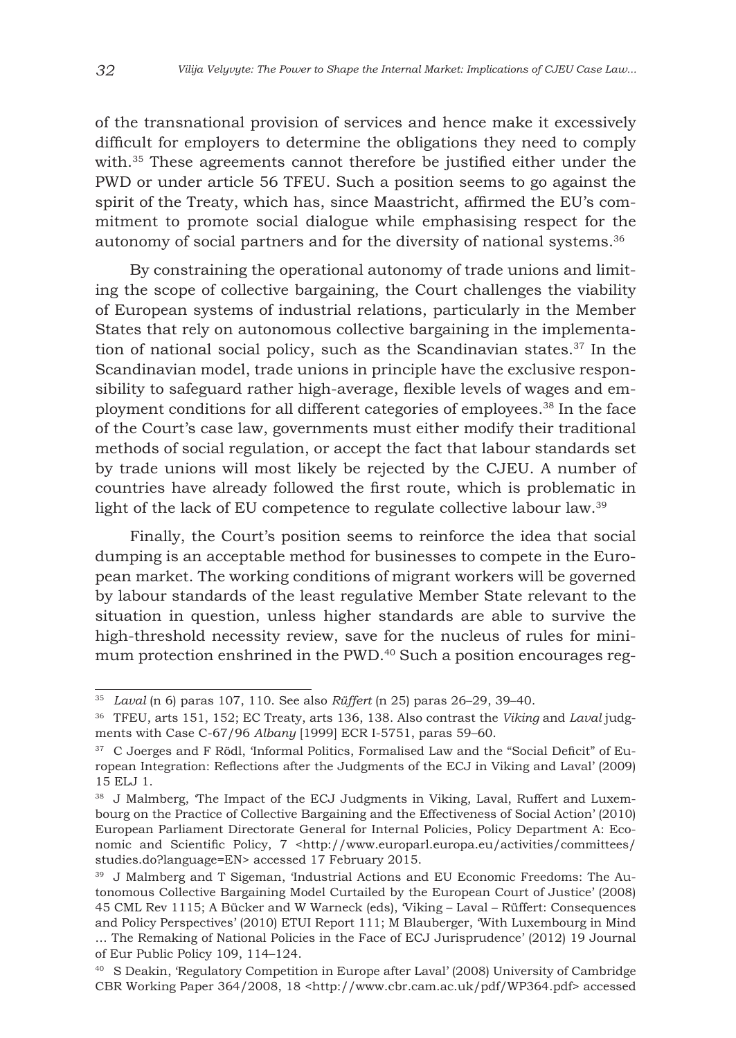of the transnational provision of services and hence make it excessively difficult for employers to determine the obligations they need to comply with.[35] These agreements cannot therefore be justified either under the PWD or under article 56 TFEU. Such a position seems to go against the spirit of the Treaty, which has, since Maastricht, affirmed the EU's commitment to promote social dialogue while emphasising respect for the autonomy of social partners and for the diversity of national systems.[36]

By constraining the operational autonomy of trade unions and limiting the scope of collective bargaining, the Court challenges the viability of European systems of industrial relations, particularly in the Member States that rely on autonomous collective bargaining in the implementation of national social policy, such as the Scandinavian states.[37] In the Scandinavian model, trade unions in principle have the exclusive responsibility to safeguard rather high-average, flexible levels of wages and employment conditions for all different categories of employees.[38] In the face of the Court's case law, governments must either modify their traditional methods of social regulation, or accept the fact that labour standards set by trade unions will most likely be rejected by the CJEU. A number of countries have already followed the first route, which is problematic in light of the lack of EU competence to regulate collective labour law.[39]

Finally, the Court's position seems to reinforce the idea that social dumping is an acceptable method for businesses to compete in the European market. The working conditions of migrant workers will be governed by labour standards of the least regulative Member State relevant to the situation in question, unless higher standards are able to survive the high-threshold necessity review, save for the nucleus of rules for minimum protection enshrined in the PWD.[40] Such a position encourages reg-

---

[35] *Laval* (n 6) paras 107, 110. See also *Rüffert* (n 25) paras 26–29, 39–40.

[36] TFEU, arts 151, 152; EC Treaty, arts 136, 138. Also contrast the *Viking* and *Laval* judgments with Case C-67/96 *Albany* [1999] ECR I-5751, paras 59–60.

[37] C Joerges and F Rödl, 'Informal Politics, Formalised Law and the "Social Deficit" of European Integration: Reflections after the Judgments of the ECJ in Viking and Laval' (2009) 15 ELJ 1.

[38] J Malmberg, 'The Impact of the ECJ Judgments in Viking, Laval, Ruffert and Luxembourg on the Practice of Collective Bargaining and the Effectiveness of Social Action' (2010) European Parliament Directorate General for Internal Policies, Policy Department A: Economic and Scientific Policy, 7 <http://www.europarl.europa.eu/activities/committees/studies.do?language=EN> accessed 17 February 2015.

[39] J Malmberg and T Sigeman, 'Industrial Actions and EU Economic Freedoms: The Autonomous Collective Bargaining Model Curtailed by the European Court of Justice' (2008) 45 CML Rev 1115; A Bücker and W Warneck (eds), 'Viking – Laval – Rüffert: Consequences and Policy Perspectives' (2010) ETUI Report 111; M Blauberger, 'With Luxembourg in Mind … The Remaking of National Policies in the Face of ECJ Jurisprudence' (2012) 19 Journal of Eur Public Policy 109, 114–124.

[40] S Deakin, 'Regulatory Competition in Europe after Laval' (2008) University of Cambridge CBR Working Paper 364/2008, 18 <http://www.cbr.cam.ac.uk/pdf/WP364.pdf> accessed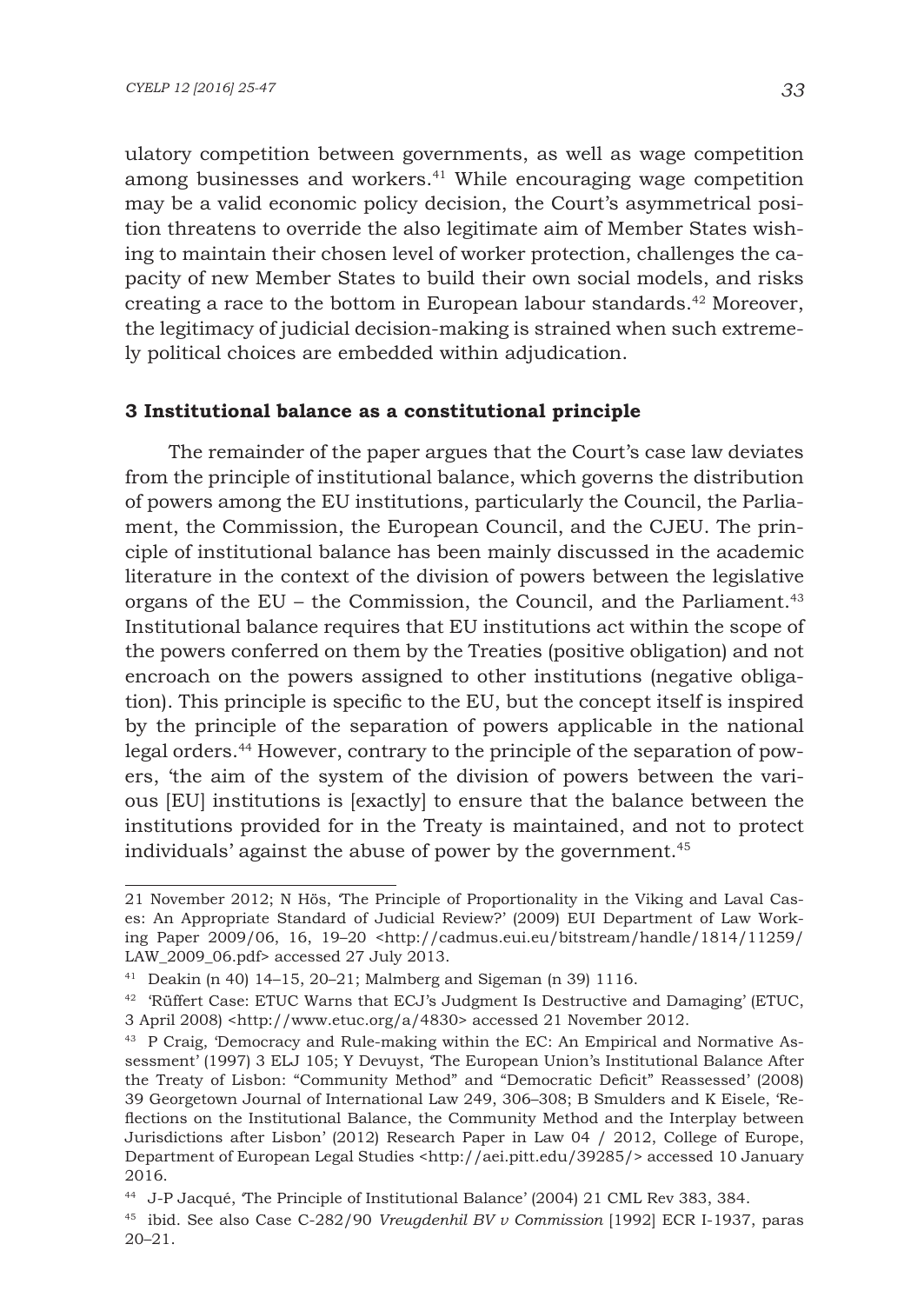ulatory competition between governments, as well as wage competition among businesses and workers.[41] While encouraging wage competition may be a valid economic policy decision, the Court's asymmetrical position threatens to override the also legitimate aim of Member States wishing to maintain their chosen level of worker protection, challenges the capacity of new Member States to build their own social models, and risks creating a race to the bottom in European labour standards.[42] Moreover, the legitimacy of judicial decision-making is strained when such extremely political choices are embedded within adjudication.

## 3 Institutional balance as a constitutional principle

The remainder of the paper argues that the Court's case law deviates from the principle of institutional balance, which governs the distribution of powers among the EU institutions, particularly the Council, the Parliament, the Commission, the European Council, and the CJEU. The principle of institutional balance has been mainly discussed in the academic literature in the context of the division of powers between the legislative organs of the EU – the Commission, the Council, and the Parliament.[43] Institutional balance requires that EU institutions act within the scope of the powers conferred on them by the Treaties (positive obligation) and not encroach on the powers assigned to other institutions (negative obligation). This principle is specific to the EU, but the concept itself is inspired by the principle of the separation of powers applicable in the national legal orders.[44] However, contrary to the principle of the separation of powers, 'the aim of the system of the division of powers between the various [EU] institutions is [exactly] to ensure that the balance between the institutions provided for in the Treaty is maintained, and not to protect individuals' against the abuse of power by the government.[45]

---

21 November 2012; N Hös, 'The Principle of Proportionality in the Viking and Laval Cases: An Appropriate Standard of Judicial Review?' (2009) EUI Department of Law Working Paper 2009/06, 16, 19–20 <http://cadmus.eui.eu/bitstream/handle/1814/11259/LAW_2009_06.pdf> accessed 27 July 2013.

[41] Deakin (n 40) 14–15, 20–21; Malmberg and Sigeman (n 39) 1116.

[42] 'Rüffert Case: ETUC Warns that ECJ's Judgment Is Destructive and Damaging' (ETUC, 3 April 2008) <http://www.etuc.org/a/4830> accessed 21 November 2012.

[43] P Craig, 'Democracy and Rule-making within the EC: An Empirical and Normative Assessment' (1997) 3 ELJ 105; Y Devuyst, 'The European Union's Institutional Balance After the Treaty of Lisbon: "Community Method" and "Democratic Deficit" Reassessed' (2008) 39 Georgetown Journal of International Law 249, 306–308; B Smulders and K Eisele, 'Reflections on the Institutional Balance, the Community Method and the Interplay between Jurisdictions after Lisbon' (2012) Research Paper in Law 04 / 2012, College of Europe, Department of European Legal Studies <http://aei.pitt.edu/39285/> accessed 10 January 2016.

[44] J-P Jacqué, 'The Principle of Institutional Balance' (2004) 21 CML Rev 383, 384.

[45] ibid. See also Case C-282/90 *Vreugdenhil BV v Commission* [1992] ECR I-1937, paras 20–21.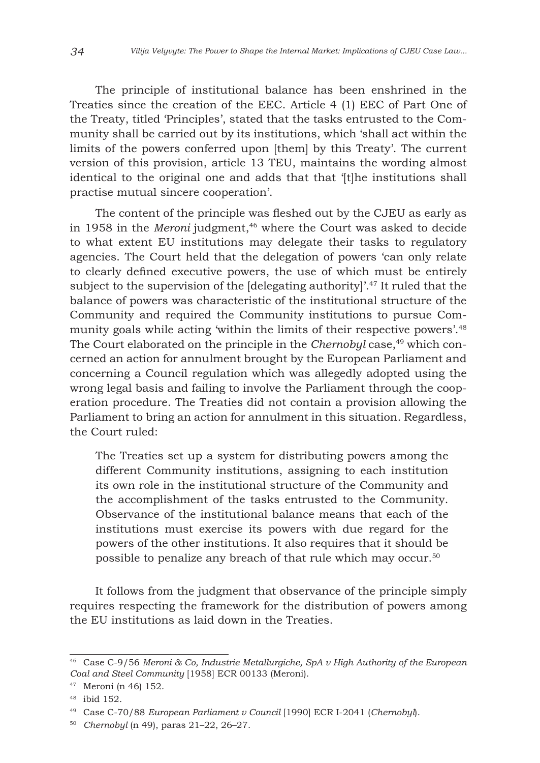The principle of institutional balance has been enshrined in the Treaties since the creation of the EEC. Article 4 (1) EEC of Part One of the Treaty, titled 'Principles', stated that the tasks entrusted to the Community shall be carried out by its institutions, which 'shall act within the limits of the powers conferred upon [them] by this Treaty'. The current version of this provision, article 13 TEU, maintains the wording almost identical to the original one and adds that that '[t]he institutions shall practise mutual sincere cooperation'.

The content of the principle was fleshed out by the CJEU as early as in 1958 in the *Meroni* judgment,[46] where the Court was asked to decide to what extent EU institutions may delegate their tasks to regulatory agencies. The Court held that the delegation of powers 'can only relate to clearly defined executive powers, the use of which must be entirely subject to the supervision of the [delegating authority]'.[47] It ruled that the balance of powers was characteristic of the institutional structure of the Community and required the Community institutions to pursue Community goals while acting 'within the limits of their respective powers'.[48] The Court elaborated on the principle in the *Chernobyl* case,[49] which concerned an action for annulment brought by the European Parliament and concerning a Council regulation which was allegedly adopted using the wrong legal basis and failing to involve the Parliament through the cooperation procedure. The Treaties did not contain a provision allowing the Parliament to bring an action for annulment in this situation. Regardless, the Court ruled:

> The Treaties set up a system for distributing powers among the different Community institutions, assigning to each institution its own role in the institutional structure of the Community and the accomplishment of the tasks entrusted to the Community. Observance of the institutional balance means that each of the institutions must exercise its powers with due regard for the powers of the other institutions. It also requires that it should be possible to penalize any breach of that rule which may occur.[50]

It follows from the judgment that observance of the principle simply requires respecting the framework for the distribution of powers among the EU institutions as laid down in the Treaties.

---

[46] Case C-9/56 *Meroni & Co, Industrie Metallurgiche, SpA v High Authority of the European Coal and Steel Community* [1958] ECR 00133 (Meroni).

[47] Meroni (n 46) 152.

[48] ibid 152.

[49] Case C-70/88 *European Parliament v Council* [1990] ECR I-2041 (*Chernobyl*).

[50] *Chernobyl* (n 49), paras 21–22, 26–27.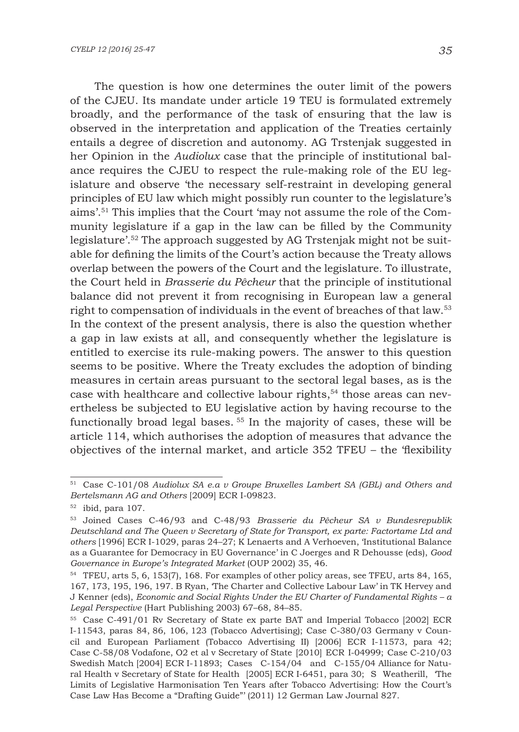The question is how one determines the outer limit of the powers of the CJEU. Its mandate under article 19 TEU is formulated extremely broadly, and the performance of the task of ensuring that the law is observed in the interpretation and application of the Treaties certainly entails a degree of discretion and autonomy. AG Trstenjak suggested in her Opinion in the *Audiolux* case that the principle of institutional balance requires the CJEU to respect the rule-making role of the EU legislature and observe 'the necessary self-restraint in developing general principles of EU law which might possibly run counter to the legislature's aims'.[51] This implies that the Court 'may not assume the role of the Community legislature if a gap in the law can be filled by the Community legislature'.[52] The approach suggested by AG Trstenjak might not be suitable for defining the limits of the Court's action because the Treaty allows overlap between the powers of the Court and the legislature. To illustrate, the Court held in *Brasserie du Pêcheur* that the principle of institutional balance did not prevent it from recognising in European law a general right to compensation of individuals in the event of breaches of that law.[53] In the context of the present analysis, there is also the question whether a gap in law exists at all, and consequently whether the legislature is entitled to exercise its rule-making powers. The answer to this question seems to be positive. Where the Treaty excludes the adoption of binding measures in certain areas pursuant to the sectoral legal bases, as is the case with healthcare and collective labour rights,[54] those areas can nevertheless be subjected to EU legislative action by having recourse to the functionally broad legal bases. [55] In the majority of cases, these will be article 114, which authorises the adoption of measures that advance the objectives of the internal market, and article 352 TFEU – the 'flexibility

---

[51] Case C-101/08 *Audiolux SA e.a v Groupe Bruxelles Lambert SA (GBL) and Others and Bertelsmann AG and Others* [2009] ECR I-09823.

[52] ibid, para 107.

[53] Joined Cases C-46/93 and C-48/93 *Brasserie du Pêcheur SA v Bundesrepublik Deutschland and The Queen v Secretary of State for Transport, ex parte: Factortame Ltd and others* [1996] ECR I-1029, paras 24–27; K Lenaerts and A Verhoeven, 'Institutional Balance as a Guarantee for Democracy in EU Governance' in C Joerges and R Dehousse (eds), *Good Governance in Europe's Integrated Market* (OUP 2002) 35, 46.

[54] TFEU, arts 5, 6, 153(7), 168. For examples of other policy areas, see TFEU, arts 84, 165, 167, 173, 195, 196, 197. B Ryan, 'The Charter and Collective Labour Law' in TK Hervey and J Kenner (eds), *Economic and Social Rights Under the EU Charter of Fundamental Rights – a Legal Perspective* (Hart Publishing 2003) 67–68, 84–85.

[55] Case C-491/01 Rv Secretary of State ex parte BAT and Imperial Tobacco [2002] ECR I-11543, paras 84, 86, 106, 123 (Tobacco Advertising); Case C-380/03 Germany v Council and European Parliament (Tobacco Advertising II) [2006] ECR I-11573, para 42; Case C-58/08 Vodafone, O2 et al v Secretary of State [2010] ECR I-04999; Case C-210/03 Swedish Match [2004] ECR I-11893; Cases C-154/04 and C-155/04 Alliance for Natural Health v Secretary of State for Health [2005] ECR I-6451, para 30; S Weatherill, 'The Limits of Legislative Harmonisation Ten Years after Tobacco Advertising: How the Court's Case Law Has Become a "Drafting Guide"' (2011) 12 German Law Journal 827.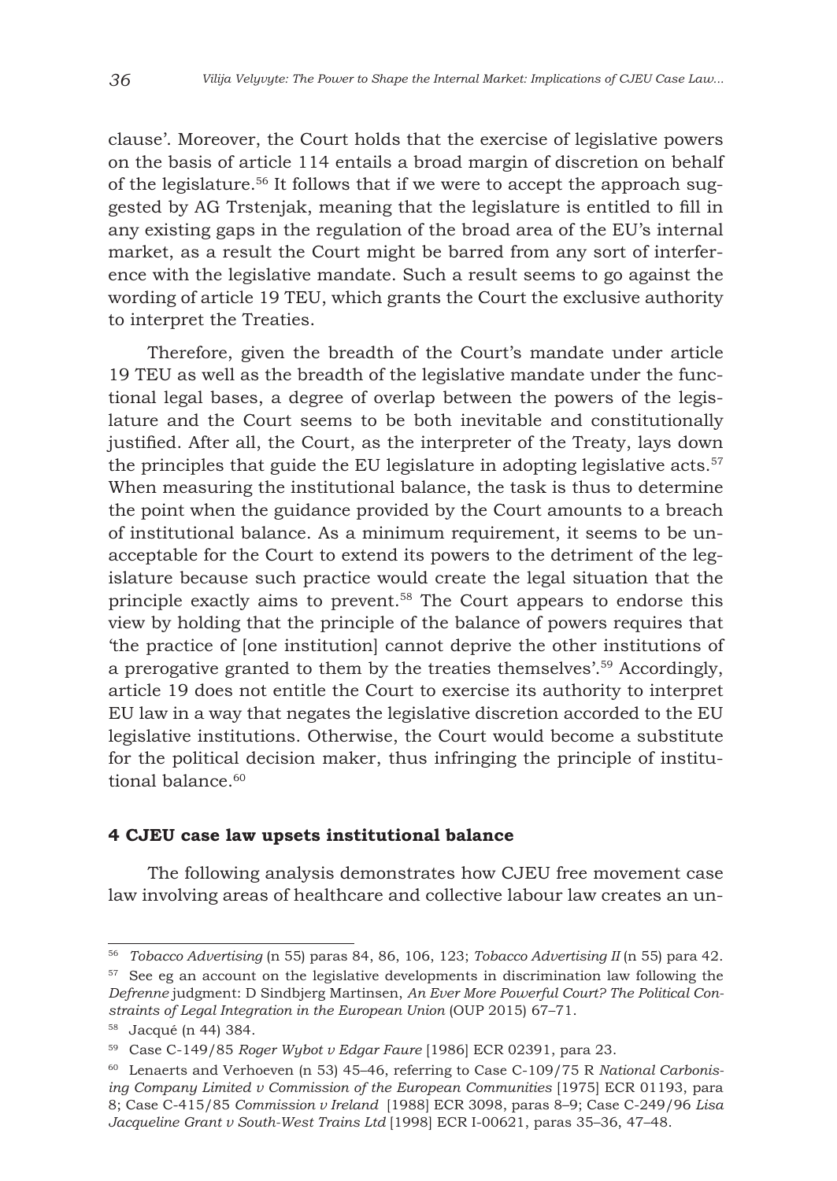clause'. Moreover, the Court holds that the exercise of legislative powers on the basis of article 114 entails a broad margin of discretion on behalf of the legislature.[56] It follows that if we were to accept the approach suggested by AG Trstenjak, meaning that the legislature is entitled to fill in any existing gaps in the regulation of the broad area of the EU's internal market, as a result the Court might be barred from any sort of interference with the legislative mandate. Such a result seems to go against the wording of article 19 TEU, which grants the Court the exclusive authority to interpret the Treaties.

Therefore, given the breadth of the Court's mandate under article 19 TEU as well as the breadth of the legislative mandate under the functional legal bases, a degree of overlap between the powers of the legislature and the Court seems to be both inevitable and constitutionally justified. After all, the Court, as the interpreter of the Treaty, lays down the principles that guide the EU legislature in adopting legislative acts.[57] When measuring the institutional balance, the task is thus to determine the point when the guidance provided by the Court amounts to a breach of institutional balance. As a minimum requirement, it seems to be unacceptable for the Court to extend its powers to the detriment of the legislature because such practice would create the legal situation that the principle exactly aims to prevent.[58] The Court appears to endorse this view by holding that the principle of the balance of powers requires that 'the practice of [one institution] cannot deprive the other institutions of a prerogative granted to them by the treaties themselves'.[59] Accordingly, article 19 does not entitle the Court to exercise its authority to interpret EU law in a way that negates the legislative discretion accorded to the EU legislative institutions. Otherwise, the Court would become a substitute for the political decision maker, thus infringing the principle of institutional balance.[60]

## 4 CJEU case law upsets institutional balance

The following analysis demonstrates how CJEU free movement case law involving areas of healthcare and collective labour law creates an un-

---

[56] *Tobacco Advertising* (n 55) paras 84, 86, 106, 123; *Tobacco Advertising II* (n 55) para 42.

[57] See eg an account on the legislative developments in discrimination law following the *Defrenne* judgment: D Sindbjerg Martinsen, *An Ever More Powerful Court? The Political Constraints of Legal Integration in the European Union* (OUP 2015) 67–71.

[58] Jacqué (n 44) 384.

[59] Case C-149/85 *Roger Wybot v Edgar Faure* [1986] ECR 02391, para 23.

[60] Lenaerts and Verhoeven (n 53) 45–46, referring to Case C-109/75 R *National Carbonising Company Limited v Commission of the European Communities* [1975] ECR 01193, para 8; Case C-415/85 *Commission v Ireland* [1988] ECR 3098, paras 8–9; Case C-249/96 *Lisa Jacqueline Grant v South-West Trains Ltd* [1998] ECR I-00621, paras 35–36, 47–48.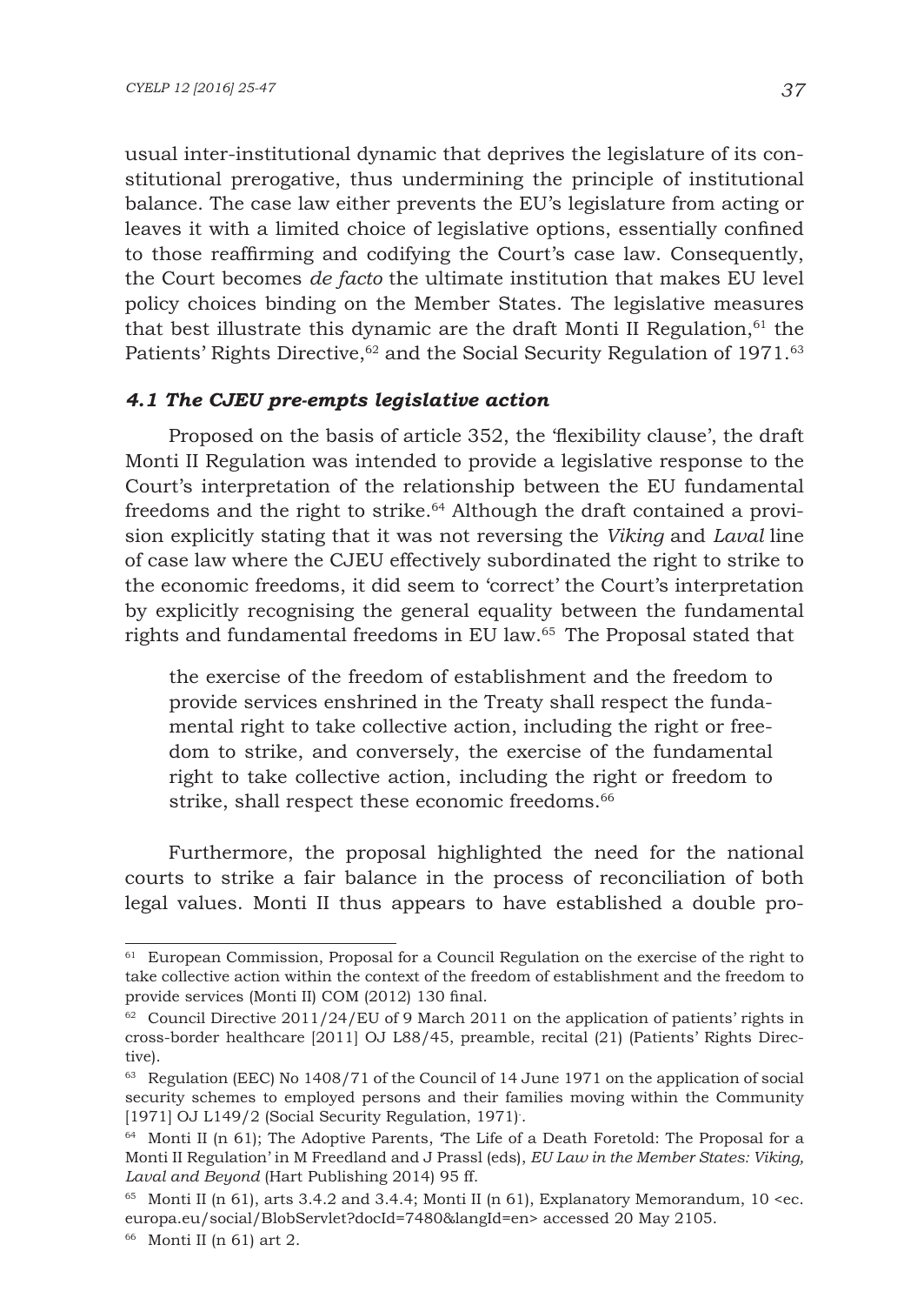usual inter-institutional dynamic that deprives the legislature of its constitutional prerogative, thus undermining the principle of institutional balance. The case law either prevents the EU's legislature from acting or leaves it with a limited choice of legislative options, essentially confined to those reaffirming and codifying the Court's case law. Consequently, the Court becomes *de facto* the ultimate institution that makes EU level policy choices binding on the Member States. The legislative measures that best illustrate this dynamic are the draft Monti II Regulation,[61] the Patients' Rights Directive,[62] and the Social Security Regulation of 1971.[63]

### *4.1 The CJEU pre-empts legislative action*

Proposed on the basis of article 352, the 'flexibility clause', the draft Monti II Regulation was intended to provide a legislative response to the Court's interpretation of the relationship between the EU fundamental freedoms and the right to strike.[64] Although the draft contained a provision explicitly stating that it was not reversing the *Viking* and *Laval* line of case law where the CJEU effectively subordinated the right to strike to the economic freedoms, it did seem to 'correct' the Court's interpretation by explicitly recognising the general equality between the fundamental rights and fundamental freedoms in EU law.[65] The Proposal stated that

> the exercise of the freedom of establishment and the freedom to provide services enshrined in the Treaty shall respect the fundamental right to take collective action, including the right or freedom to strike, and conversely, the exercise of the fundamental right to take collective action, including the right or freedom to strike, shall respect these economic freedoms.[66]

Furthermore, the proposal highlighted the need for the national courts to strike a fair balance in the process of reconciliation of both legal values. Monti II thus appears to have established a double pro-

---

[61] European Commission, Proposal for a Council Regulation on the exercise of the right to take collective action within the context of the freedom of establishment and the freedom to provide services (Monti II) COM (2012) 130 final.

[62] Council Directive 2011/24/EU of 9 March 2011 on the application of patients' rights in cross-border healthcare [2011] OJ L88/45, preamble, recital (21) (Patients' Rights Directive).

[63] Regulation (EEC) No 1408/71 of the Council of 14 June 1971 on the application of social security schemes to employed persons and their families moving within the Community [1971] OJ L149/2 (Social Security Regulation, 1971).

[64] Monti II (n 61); The Adoptive Parents, 'The Life of a Death Foretold: The Proposal for a Monti II Regulation' in M Freedland and J Prassl (eds), *EU Law in the Member States: Viking, Laval and Beyond* (Hart Publishing 2014) 95 ff.

[65] Monti II (n 61), arts 3.4.2 and 3.4.4; Monti II (n 61), Explanatory Memorandum, 10 <ec.europa.eu/social/BlobServlet?docId=7480&langId=en> accessed 20 May 2105.

[66] Monti II (n 61) art 2.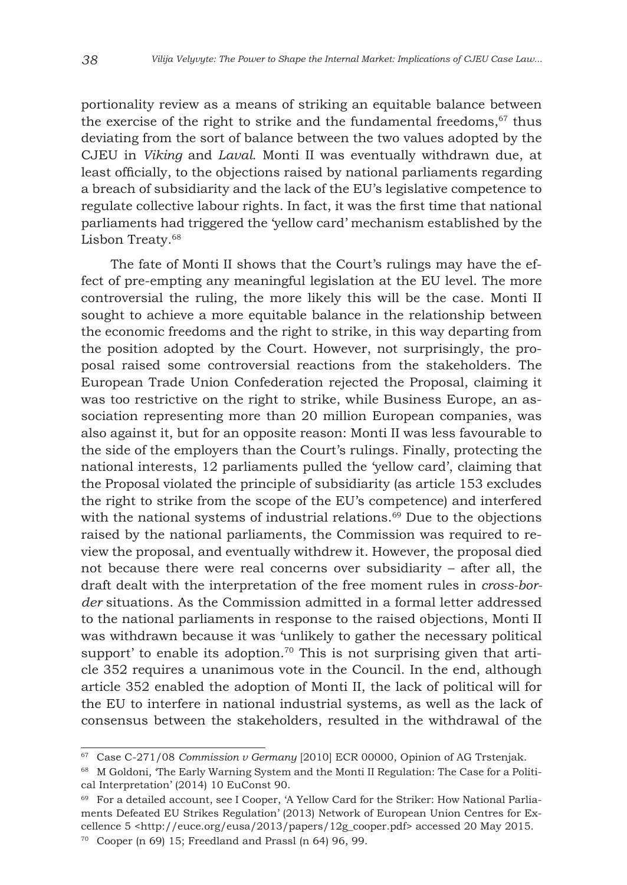portionality review as a means of striking an equitable balance between the exercise of the right to strike and the fundamental freedoms,[67] thus deviating from the sort of balance between the two values adopted by the CJEU in *Viking* and *Laval*. Monti II was eventually withdrawn due, at least officially, to the objections raised by national parliaments regarding a breach of subsidiarity and the lack of the EU's legislative competence to regulate collective labour rights. In fact, it was the first time that national parliaments had triggered the 'yellow card' mechanism established by the Lisbon Treaty.[68]

The fate of Monti II shows that the Court's rulings may have the effect of pre-empting any meaningful legislation at the EU level. The more controversial the ruling, the more likely this will be the case. Monti II sought to achieve a more equitable balance in the relationship between the economic freedoms and the right to strike, in this way departing from the position adopted by the Court. However, not surprisingly, the proposal raised some controversial reactions from the stakeholders. The European Trade Union Confederation rejected the Proposal, claiming it was too restrictive on the right to strike, while Business Europe, an association representing more than 20 million European companies, was also against it, but for an opposite reason: Monti II was less favourable to the side of the employers than the Court's rulings. Finally, protecting the national interests, 12 parliaments pulled the 'yellow card', claiming that the Proposal violated the principle of subsidiarity (as article 153 excludes the right to strike from the scope of the EU's competence) and interfered with the national systems of industrial relations.[69] Due to the objections raised by the national parliaments, the Commission was required to review the proposal, and eventually withdrew it. However, the proposal died not because there were real concerns over subsidiarity – after all, the draft dealt with the interpretation of the free moment rules in *cross-border* situations. As the Commission admitted in a formal letter addressed to the national parliaments in response to the raised objections, Monti II was withdrawn because it was 'unlikely to gather the necessary political support' to enable its adoption.[70] This is not surprising given that article 352 requires a unanimous vote in the Council. In the end, although article 352 enabled the adoption of Monti II, the lack of political will for the EU to interfere in national industrial systems, as well as the lack of consensus between the stakeholders, resulted in the withdrawal of the

---

[67] Case C-271/08 *Commission v Germany* [2010] ECR 00000, Opinion of AG Trstenjak.

[68] M Goldoni, 'The Early Warning System and the Monti II Regulation: The Case for a Political Interpretation' (2014) 10 EuConst 90.

[69] For a detailed account, see I Cooper, 'A Yellow Card for the Striker: How National Parliaments Defeated EU Strikes Regulation' (2013) Network of European Union Centres for Excellence 5 <http://euce.org/eusa/2013/papers/12g_cooper.pdf> accessed 20 May 2015.

[70] Cooper (n 69) 15; Freedland and Prassl (n 64) 96, 99.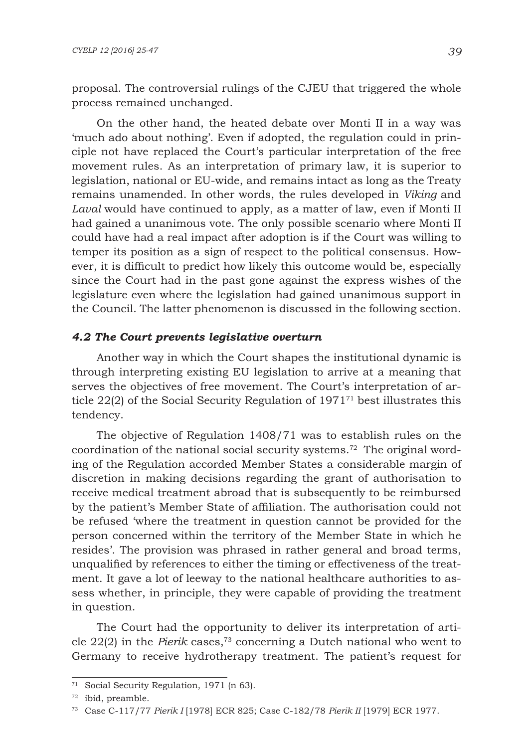proposal. The controversial rulings of the CJEU that triggered the whole process remained unchanged.

On the other hand, the heated debate over Monti II in a way was 'much ado about nothing'. Even if adopted, the regulation could in principle not have replaced the Court's particular interpretation of the free movement rules. As an interpretation of primary law, it is superior to legislation, national or EU-wide, and remains intact as long as the Treaty remains unamended. In other words, the rules developed in *Viking* and *Laval* would have continued to apply, as a matter of law, even if Monti II had gained a unanimous vote. The only possible scenario where Monti II could have had a real impact after adoption is if the Court was willing to temper its position as a sign of respect to the political consensus. However, it is difficult to predict how likely this outcome would be, especially since the Court had in the past gone against the express wishes of the legislature even where the legislation had gained unanimous support in the Council. The latter phenomenon is discussed in the following section.

### *4.2 The Court prevents legislative overturn*

Another way in which the Court shapes the institutional dynamic is through interpreting existing EU legislation to arrive at a meaning that serves the objectives of free movement. The Court's interpretation of article 22(2) of the Social Security Regulation of 1971[71] best illustrates this tendency.

The objective of Regulation 1408/71 was to establish rules on the coordination of the national social security systems.[72] The original wording of the Regulation accorded Member States a considerable margin of discretion in making decisions regarding the grant of authorisation to receive medical treatment abroad that is subsequently to be reimbursed by the patient's Member State of affiliation. The authorisation could not be refused 'where the treatment in question cannot be provided for the person concerned within the territory of the Member State in which he resides'. The provision was phrased in rather general and broad terms, unqualified by references to either the timing or effectiveness of the treatment. It gave a lot of leeway to the national healthcare authorities to assess whether, in principle, they were capable of providing the treatment in question.

The Court had the opportunity to deliver its interpretation of article 22(2) in the *Pierik* cases,[73] concerning a Dutch national who went to Germany to receive hydrotherapy treatment. The patient's request for

---

[71] Social Security Regulation, 1971 (n 63).

[72] ibid, preamble.

[73] Case C-117/77 *Pierik I* [1978] ECR 825; Case C-182/78 *Pierik II* [1979] ECR 1977.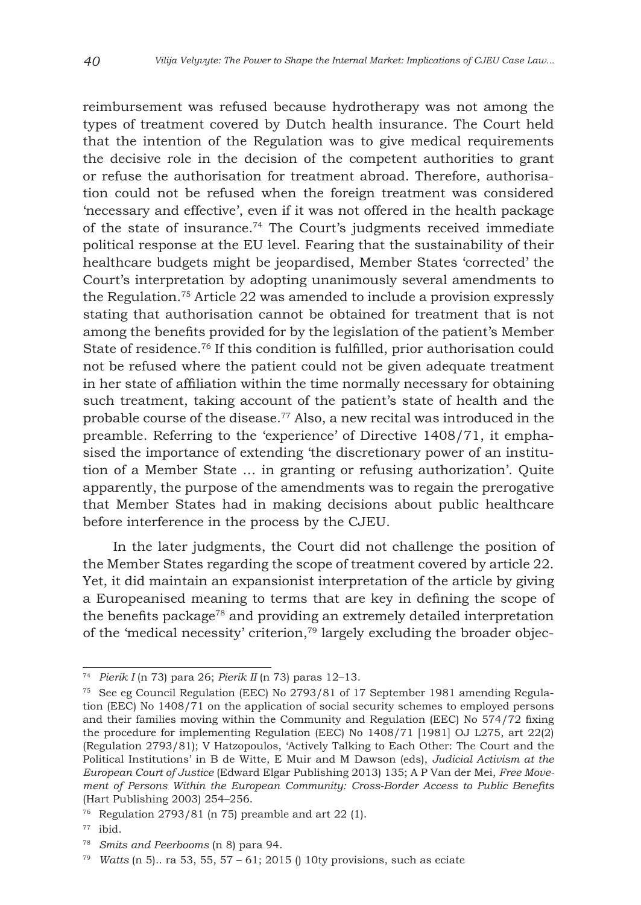reimbursement was refused because hydrotherapy was not among the types of treatment covered by Dutch health insurance. The Court held that the intention of the Regulation was to give medical requirements the decisive role in the decision of the competent authorities to grant or refuse the authorisation for treatment abroad. Therefore, authorisation could not be refused when the foreign treatment was considered 'necessary and effective', even if it was not offered in the health package of the state of insurance.[74] The Court's judgments received immediate political response at the EU level. Fearing that the sustainability of their healthcare budgets might be jeopardised, Member States 'corrected' the Court's interpretation by adopting unanimously several amendments to the Regulation.[75] Article 22 was amended to include a provision expressly stating that authorisation cannot be obtained for treatment that is not among the benefits provided for by the legislation of the patient's Member State of residence.[76] If this condition is fulfilled, prior authorisation could not be refused where the patient could not be given adequate treatment in her state of affiliation within the time normally necessary for obtaining such treatment, taking account of the patient's state of health and the probable course of the disease.[77] Also, a new recital was introduced in the preamble. Referring to the 'experience' of Directive 1408/71, it emphasised the importance of extending 'the discretionary power of an institution of a Member State … in granting or refusing authorization'. Quite apparently, the purpose of the amendments was to regain the prerogative that Member States had in making decisions about public healthcare before interference in the process by the CJEU.

In the later judgments, the Court did not challenge the position of the Member States regarding the scope of treatment covered by article 22. Yet, it did maintain an expansionist interpretation of the article by giving a Europeanised meaning to terms that are key in defining the scope of the benefits package[78] and providing an extremely detailed interpretation of the 'medical necessity' criterion,[79] largely excluding the broader objec-

---

[74] *Pierik I* (n 73) para 26; *Pierik II* (n 73) paras 12–13.

[75] See eg Council Regulation (EEC) No 2793/81 of 17 September 1981 amending Regulation (EEC) No 1408/71 on the application of social security schemes to employed persons and their families moving within the Community and Regulation (EEC) No 574/72 fixing the procedure for implementing Regulation (EEC) No 1408/71 [1981] OJ L275, art 22(2) (Regulation 2793/81); V Hatzopoulos, 'Actively Talking to Each Other: The Court and the Political Institutions' in B de Witte, E Muir and M Dawson (eds), *Judicial Activism at the European Court of Justice* (Edward Elgar Publishing 2013) 135; A P Van der Mei, *Free Movement of Persons Within the European Community: Cross-Border Access to Public Benefits* (Hart Publishing 2003) 254–256.

[76] Regulation 2793/81 (n 75) preamble and art 22 (1).

[77] ibid.

[78] *Smits and Peerbooms* (n 8) para 94.

[79] *Watts* (n 5).. ra 53, 55, 57 – 61; 2015 () 10ty provisions, such as eciate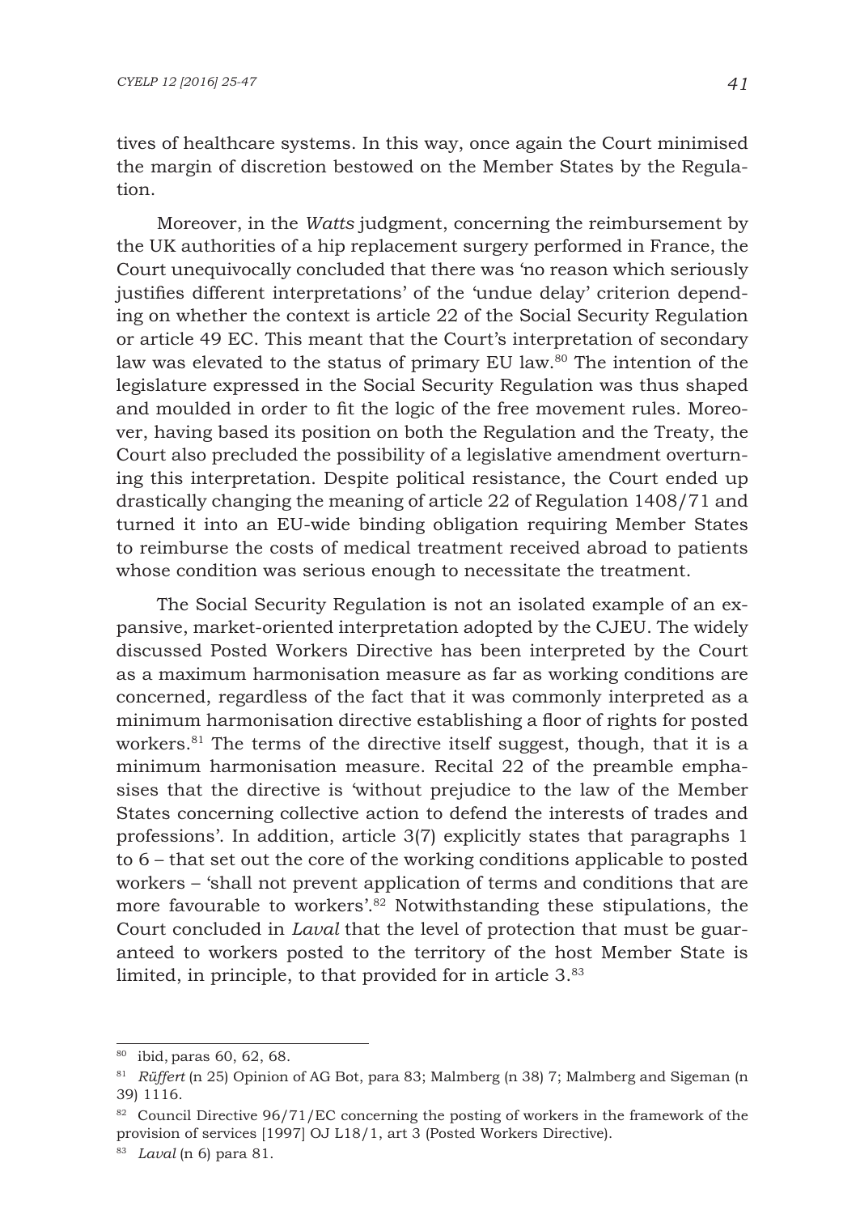tives of healthcare systems. In this way, once again the Court minimised the margin of discretion bestowed on the Member States by the Regulation.

Moreover, in the *Watts* judgment, concerning the reimbursement by the UK authorities of a hip replacement surgery performed in France, the Court unequivocally concluded that there was 'no reason which seriously justifies different interpretations' of the 'undue delay' criterion depending on whether the context is article 22 of the Social Security Regulation or article 49 EC. This meant that the Court's interpretation of secondary law was elevated to the status of primary EU law.[80] The intention of the legislature expressed in the Social Security Regulation was thus shaped and moulded in order to fit the logic of the free movement rules. Moreover, having based its position on both the Regulation and the Treaty, the Court also precluded the possibility of a legislative amendment overturning this interpretation. Despite political resistance, the Court ended up drastically changing the meaning of article 22 of Regulation 1408/71 and turned it into an EU-wide binding obligation requiring Member States to reimburse the costs of medical treatment received abroad to patients whose condition was serious enough to necessitate the treatment.

The Social Security Regulation is not an isolated example of an expansive, market-oriented interpretation adopted by the CJEU. The widely discussed Posted Workers Directive has been interpreted by the Court as a maximum harmonisation measure as far as working conditions are concerned, regardless of the fact that it was commonly interpreted as a minimum harmonisation directive establishing a floor of rights for posted workers.[81] The terms of the directive itself suggest, though, that it is a minimum harmonisation measure. Recital 22 of the preamble emphasises that the directive is 'without prejudice to the law of the Member States concerning collective action to defend the interests of trades and professions'. In addition, article 3(7) explicitly states that paragraphs 1 to 6 – that set out the core of the working conditions applicable to posted workers – 'shall not prevent application of terms and conditions that are more favourable to workers'.[82] Notwithstanding these stipulations, the Court concluded in *Laval* that the level of protection that must be guaranteed to workers posted to the territory of the host Member State is limited, in principle, to that provided for in article 3.[83]

---

[80] ibid, paras 60, 62, 68.

[81] *Rüffert* (n 25) Opinion of AG Bot, para 83; Malmberg (n 38) 7; Malmberg and Sigeman (n 39) 1116.

[82] Council Directive 96/71/EC concerning the posting of workers in the framework of the provision of services [1997] OJ L18/1, art 3 (Posted Workers Directive).

[83] *Laval* (n 6) para 81.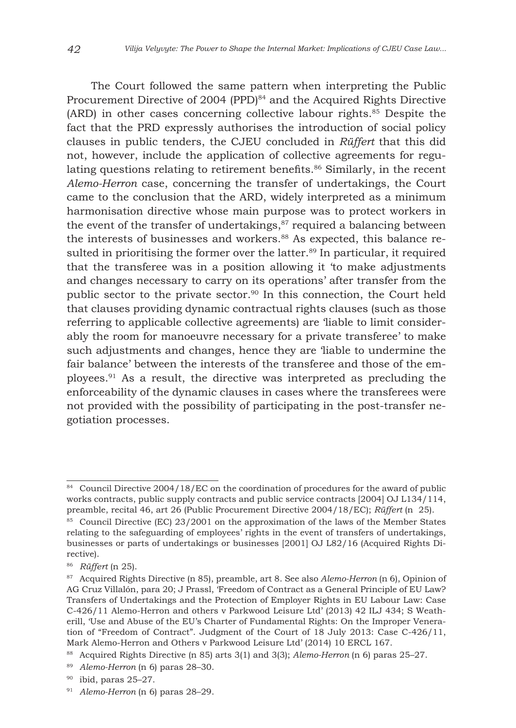The Court followed the same pattern when interpreting the Public Procurement Directive of 2004 (PPD)[84] and the Acquired Rights Directive (ARD) in other cases concerning collective labour rights.[85] Despite the fact that the PRD expressly authorises the introduction of social policy clauses in public tenders, the CJEU concluded in *Rüffert* that this did not, however, include the application of collective agreements for regulating questions relating to retirement benefits.[86] Similarly, in the recent *Alemo-Herron* case, concerning the transfer of undertakings, the Court came to the conclusion that the ARD, widely interpreted as a minimum harmonisation directive whose main purpose was to protect workers in the event of the transfer of undertakings,[87] required a balancing between the interests of businesses and workers.[88] As expected, this balance resulted in prioritising the former over the latter.[89] In particular, it required that the transferee was in a position allowing it 'to make adjustments and changes necessary to carry on its operations' after transfer from the public sector to the private sector.[90] In this connection, the Court held that clauses providing dynamic contractual rights clauses (such as those referring to applicable collective agreements) are 'liable to limit considerably the room for manoeuvre necessary for a private transferee' to make such adjustments and changes, hence they are 'liable to undermine the fair balance' between the interests of the transferee and those of the employees.[91] As a result, the directive was interpreted as precluding the enforceability of the dynamic clauses in cases where the transferees were not provided with the possibility of participating in the post-transfer negotiation processes.

---

[84] Council Directive 2004/18/EC on the coordination of procedures for the award of public works contracts, public supply contracts and public service contracts [2004] OJ L134/114, preamble, recital 46, art 26 (Public Procurement Directive 2004/18/EC); *Rüffert* (n 25).

[85] Council Directive (EC) 23/2001 on the approximation of the laws of the Member States relating to the safeguarding of employees' rights in the event of transfers of undertakings, businesses or parts of undertakings or businesses [2001] OJ L82/16 (Acquired Rights Directive).

[86] *Rüffert* (n 25).

[87] Acquired Rights Directive (n 85), preamble, art 8. See also *Alemo-Herron* (n 6), Opinion of AG Cruz Villalón, para 20; J Prassl, 'Freedom of Contract as a General Principle of EU Law? Transfers of Undertakings and the Protection of Employer Rights in EU Labour Law: Case C-426/11 Alemo-Herron and others v Parkwood Leisure Ltd' (2013) 42 ILJ 434; S Weatherill, 'Use and Abuse of the EU's Charter of Fundamental Rights: On the Improper Veneration of "Freedom of Contract". Judgment of the Court of 18 July 2013: Case C-426/11, Mark Alemo-Herron and Others v Parkwood Leisure Ltd' (2014) 10 ERCL 167.

[88] Acquired Rights Directive (n 85) arts 3(1) and 3(3); *Alemo-Herron* (n 6) paras 25–27.

[89] *Alemo-Herron* (n 6) paras 28–30.

[90] ibid, paras 25–27.

[91] *Alemo-Herron* (n 6) paras 28–29.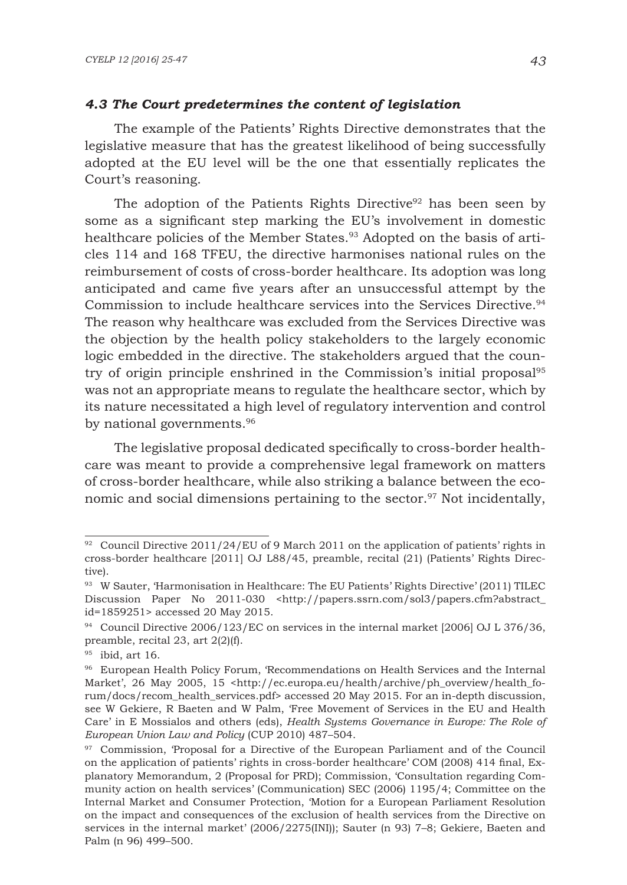#### *4.3 The Court predetermines the content of legislation*

The example of the Patients' Rights Directive demonstrates that the legislative measure that has the greatest likelihood of being successfully adopted at the EU level will be the one that essentially replicates the Court's reasoning.

The adoption of the Patients Rights Directive[92] has been seen by some as a significant step marking the EU's involvement in domestic healthcare policies of the Member States.[93] Adopted on the basis of articles 114 and 168 TFEU, the directive harmonises national rules on the reimbursement of costs of cross-border healthcare. Its adoption was long anticipated and came five years after an unsuccessful attempt by the Commission to include healthcare services into the Services Directive.[94] The reason why healthcare was excluded from the Services Directive was the objection by the health policy stakeholders to the largely economic logic embedded in the directive. The stakeholders argued that the country of origin principle enshrined in the Commission's initial proposal[95] was not an appropriate means to regulate the healthcare sector, which by its nature necessitated a high level of regulatory intervention and control by national governments.[96]

The legislative proposal dedicated specifically to cross-border healthcare was meant to provide a comprehensive legal framework on matters of cross-border healthcare, while also striking a balance between the economic and social dimensions pertaining to the sector.[97] Not incidentally,

---

[92] Council Directive 2011/24/EU of 9 March 2011 on the application of patients' rights in cross-border healthcare [2011] OJ L88/45, preamble, recital (21) (Patients' Rights Directive).

[93] W Sauter, 'Harmonisation in Healthcare: The EU Patients' Rights Directive' (2011) TILEC Discussion Paper No 2011-030 <http://papers.ssrn.com/sol3/papers.cfm?abstract_id=1859251> accessed 20 May 2015.

[94] Council Directive 2006/123/EC on services in the internal market [2006] OJ L 376/36, preamble, recital 23, art 2(2)(f).

[95] ibid, art 16.

[96] European Health Policy Forum, 'Recommendations on Health Services and the Internal Market', 26 May 2005, 15 <http://ec.europa.eu/health/archive/ph_overview/health_forum/docs/recom_health_services.pdf> accessed 20 May 2015. For an in-depth discussion, see W Gekiere, R Baeten and W Palm, 'Free Movement of Services in the EU and Health Care' in E Mossialos and others (eds), *Health Systems Governance in Europe: The Role of European Union Law and Policy* (CUP 2010) 487–504.

[97] Commission, 'Proposal for a Directive of the European Parliament and of the Council on the application of patients' rights in cross-border healthcare' COM (2008) 414 final, Explanatory Memorandum, 2 (Proposal for PRD); Commission, 'Consultation regarding Community action on health services' (Communication) SEC (2006) 1195/4; Committee on the Internal Market and Consumer Protection, 'Motion for a European Parliament Resolution on the impact and consequences of the exclusion of health services from the Directive on services in the internal market' (2006/2275(INI)); Sauter (n 93) 7–8; Gekiere, Baeten and Palm (n 96) 499–500.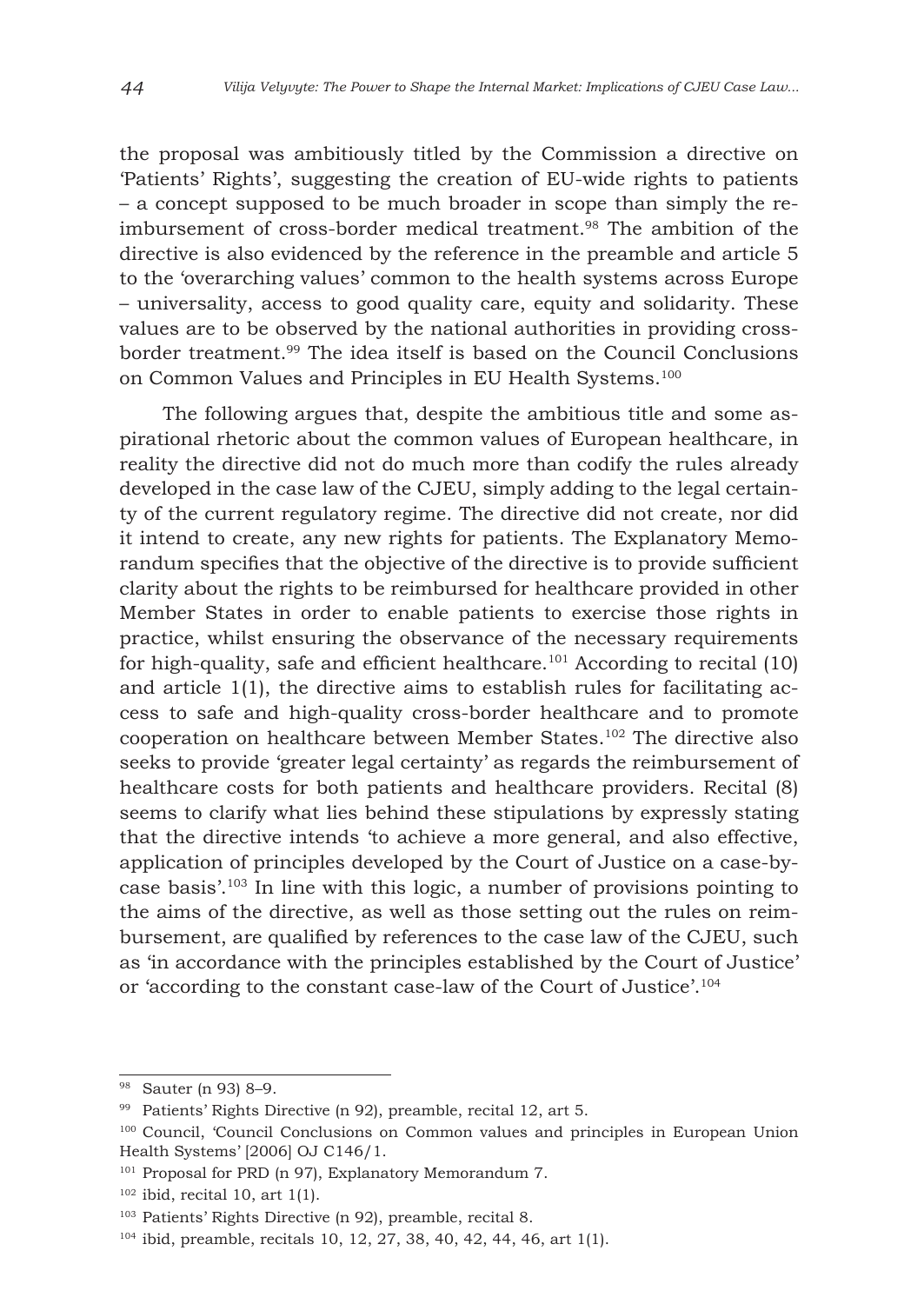the proposal was ambitiously titled by the Commission a directive on 'Patients' Rights', suggesting the creation of EU-wide rights to patients – a concept supposed to be much broader in scope than simply the reimbursement of cross-border medical treatment.[98] The ambition of the directive is also evidenced by the reference in the preamble and article 5 to the 'overarching values' common to the health systems across Europe – universality, access to good quality care, equity and solidarity. These values are to be observed by the national authorities in providing cross-border treatment.[99] The idea itself is based on the Council Conclusions on Common Values and Principles in EU Health Systems.[100]

The following argues that, despite the ambitious title and some aspirational rhetoric about the common values of European healthcare, in reality the directive did not do much more than codify the rules already developed in the case law of the CJEU, simply adding to the legal certainty of the current regulatory regime. The directive did not create, nor did it intend to create, any new rights for patients. The Explanatory Memorandum specifies that the objective of the directive is to provide sufficient clarity about the rights to be reimbursed for healthcare provided in other Member States in order to enable patients to exercise those rights in practice, whilst ensuring the observance of the necessary requirements for high-quality, safe and efficient healthcare.[101] According to recital (10) and article 1(1), the directive aims to establish rules for facilitating access to safe and high-quality cross-border healthcare and to promote cooperation on healthcare between Member States.[102] The directive also seeks to provide 'greater legal certainty' as regards the reimbursement of healthcare costs for both patients and healthcare providers. Recital (8) seems to clarify what lies behind these stipulations by expressly stating that the directive intends 'to achieve a more general, and also effective, application of principles developed by the Court of Justice on a case-by-case basis'.[103] In line with this logic, a number of provisions pointing to the aims of the directive, as well as those setting out the rules on reimbursement, are qualified by references to the case law of the CJEU, such as 'in accordance with the principles established by the Court of Justice' or 'according to the constant case-law of the Court of Justice'.[104]

---

[98] Sauter (n 93) 8–9.

[99] Patients' Rights Directive (n 92), preamble, recital 12, art 5.

[100] Council, 'Council Conclusions on Common values and principles in European Union Health Systems' [2006] OJ C146/1.

[101] Proposal for PRD (n 97), Explanatory Memorandum 7.

[102] ibid, recital 10, art 1(1).

[103] Patients' Rights Directive (n 92), preamble, recital 8.

[104] ibid, preamble, recitals 10, 12, 27, 38, 40, 42, 44, 46, art 1(1).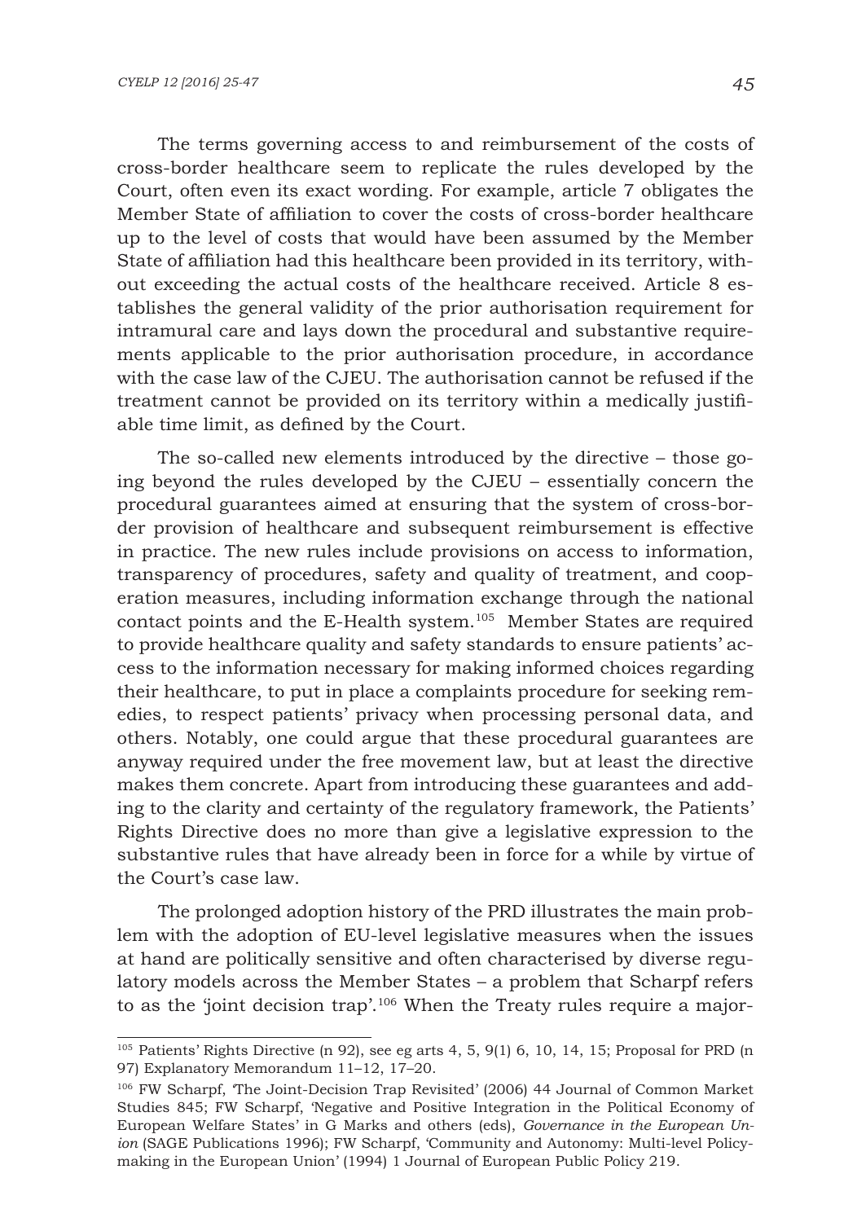The terms governing access to and reimbursement of the costs of cross-border healthcare seem to replicate the rules developed by the Court, often even its exact wording. For example, article 7 obligates the Member State of affiliation to cover the costs of cross-border healthcare up to the level of costs that would have been assumed by the Member State of affiliation had this healthcare been provided in its territory, without exceeding the actual costs of the healthcare received. Article 8 establishes the general validity of the prior authorisation requirement for intramural care and lays down the procedural and substantive requirements applicable to the prior authorisation procedure, in accordance with the case law of the CJEU. The authorisation cannot be refused if the treatment cannot be provided on its territory within a medically justifiable time limit, as defined by the Court.

The so-called new elements introduced by the directive – those going beyond the rules developed by the CJEU – essentially concern the procedural guarantees aimed at ensuring that the system of cross-border provision of healthcare and subsequent reimbursement is effective in practice. The new rules include provisions on access to information, transparency of procedures, safety and quality of treatment, and cooperation measures, including information exchange through the national contact points and the E-Health system.[105] Member States are required to provide healthcare quality and safety standards to ensure patients' access to the information necessary for making informed choices regarding their healthcare, to put in place a complaints procedure for seeking remedies, to respect patients' privacy when processing personal data, and others. Notably, one could argue that these procedural guarantees are anyway required under the free movement law, but at least the directive makes them concrete. Apart from introducing these guarantees and adding to the clarity and certainty of the regulatory framework, the Patients' Rights Directive does no more than give a legislative expression to the substantive rules that have already been in force for a while by virtue of the Court's case law.

The prolonged adoption history of the PRD illustrates the main problem with the adoption of EU-level legislative measures when the issues at hand are politically sensitive and often characterised by diverse regulatory models across the Member States – a problem that Scharpf refers to as the 'joint decision trap'.[106] When the Treaty rules require a major-

---

[105] Patients' Rights Directive (n 92), see eg arts 4, 5, 9(1) 6, 10, 14, 15; Proposal for PRD (n 97) Explanatory Memorandum 11–12, 17–20.

[106] FW Scharpf, 'The Joint-Decision Trap Revisited' (2006) 44 Journal of Common Market Studies 845; FW Scharpf, 'Negative and Positive Integration in the Political Economy of European Welfare States' in G Marks and others (eds), *Governance in the European Union* (SAGE Publications 1996); FW Scharpf, 'Community and Autonomy: Multi-level Policy-making in the European Union' (1994) 1 Journal of European Public Policy 219.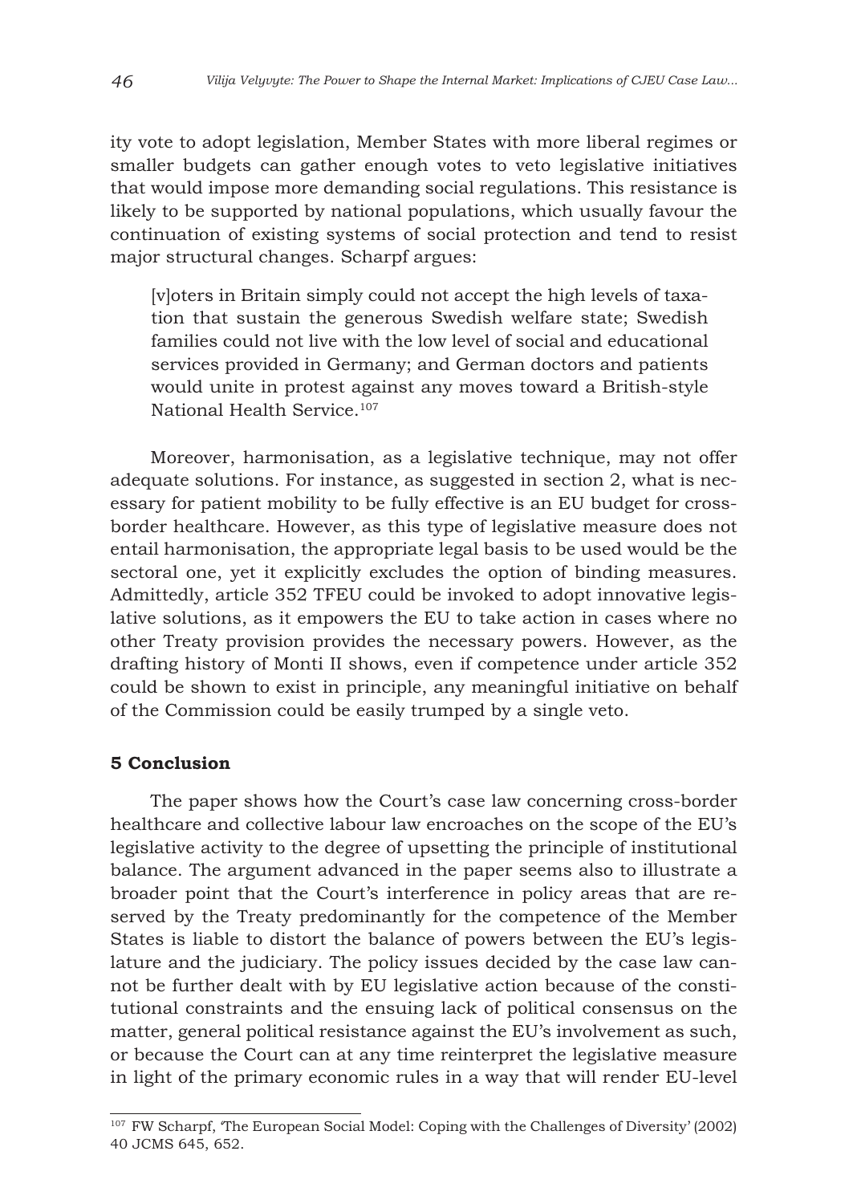ity vote to adopt legislation, Member States with more liberal regimes or smaller budgets can gather enough votes to veto legislative initiatives that would impose more demanding social regulations. This resistance is likely to be supported by national populations, which usually favour the continuation of existing systems of social protection and tend to resist major structural changes. Scharpf argues:

> [v]oters in Britain simply could not accept the high levels of taxation that sustain the generous Swedish welfare state; Swedish families could not live with the low level of social and educational services provided in Germany; and German doctors and patients would unite in protest against any moves toward a British-style National Health Service.[107]

Moreover, harmonisation, as a legislative technique, may not offer adequate solutions. For instance, as suggested in section 2, what is necessary for patient mobility to be fully effective is an EU budget for cross-border healthcare. However, as this type of legislative measure does not entail harmonisation, the appropriate legal basis to be used would be the sectoral one, yet it explicitly excludes the option of binding measures. Admittedly, article 352 TFEU could be invoked to adopt innovative legislative solutions, as it empowers the EU to take action in cases where no other Treaty provision provides the necessary powers. However, as the drafting history of Monti II shows, even if competence under article 352 could be shown to exist in principle, any meaningful initiative on behalf of the Commission could be easily trumped by a single veto.

## 5 Conclusion

The paper shows how the Court's case law concerning cross-border healthcare and collective labour law encroaches on the scope of the EU's legislative activity to the degree of upsetting the principle of institutional balance. The argument advanced in the paper seems also to illustrate a broader point that the Court's interference in policy areas that are reserved by the Treaty predominantly for the competence of the Member States is liable to distort the balance of powers between the EU's legislature and the judiciary. The policy issues decided by the case law cannot be further dealt with by EU legislative action because of the constitutional constraints and the ensuing lack of political consensus on the matter, general political resistance against the EU's involvement as such, or because the Court can at any time reinterpret the legislative measure in light of the primary economic rules in a way that will render EU-level

[107] FW Scharpf, 'The European Social Model: Coping with the Challenges of Diversity' (2002) 40 JCMS 645, 652.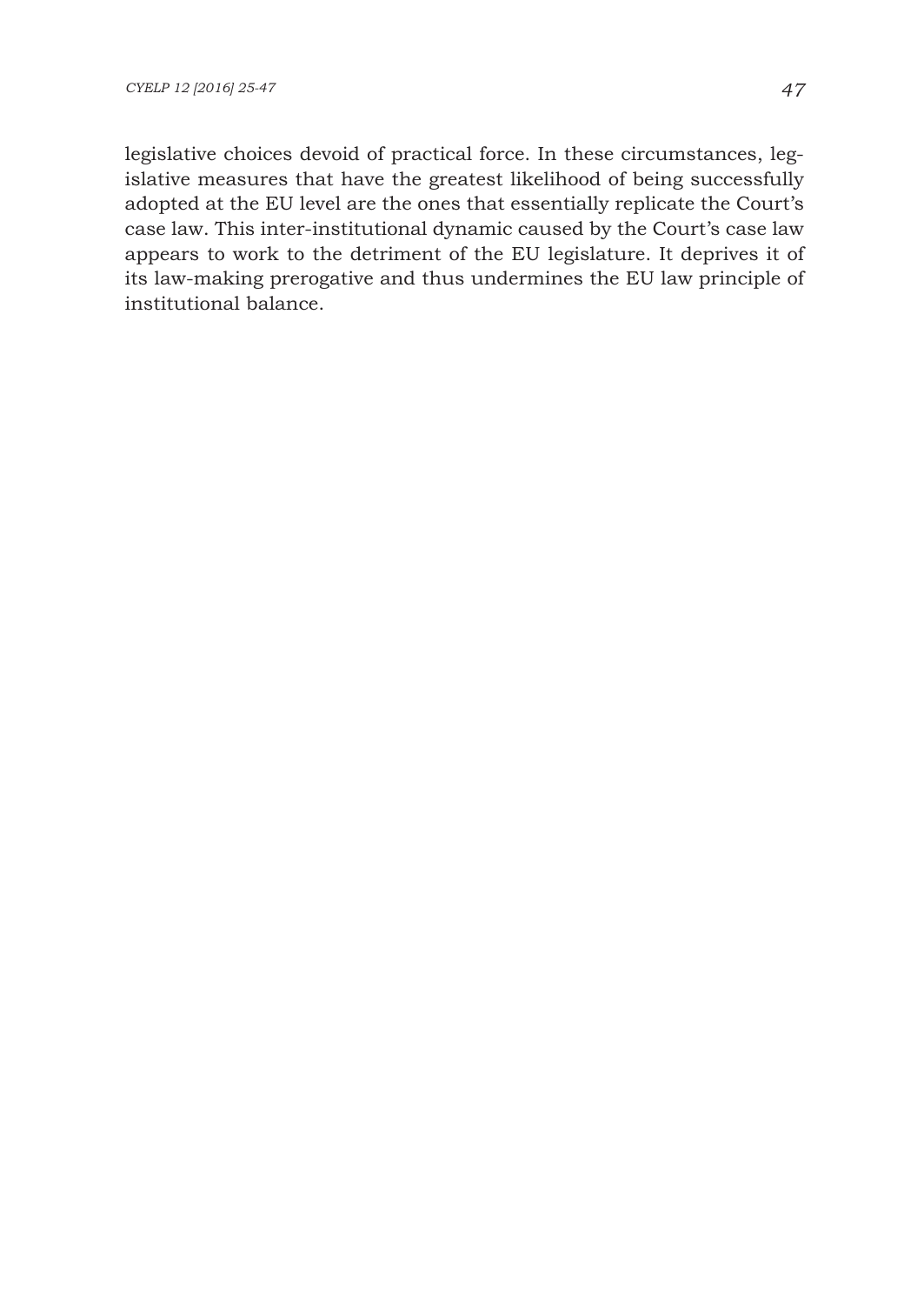legislative choices devoid of practical force. In these circumstances, legislative measures that have the greatest likelihood of being successfully adopted at the EU level are the ones that essentially replicate the Court's case law. This inter-institutional dynamic caused by the Court's case law appears to work to the detriment of the EU legislature. It deprives it of its law-making prerogative and thus undermines the EU law principle of institutional balance.